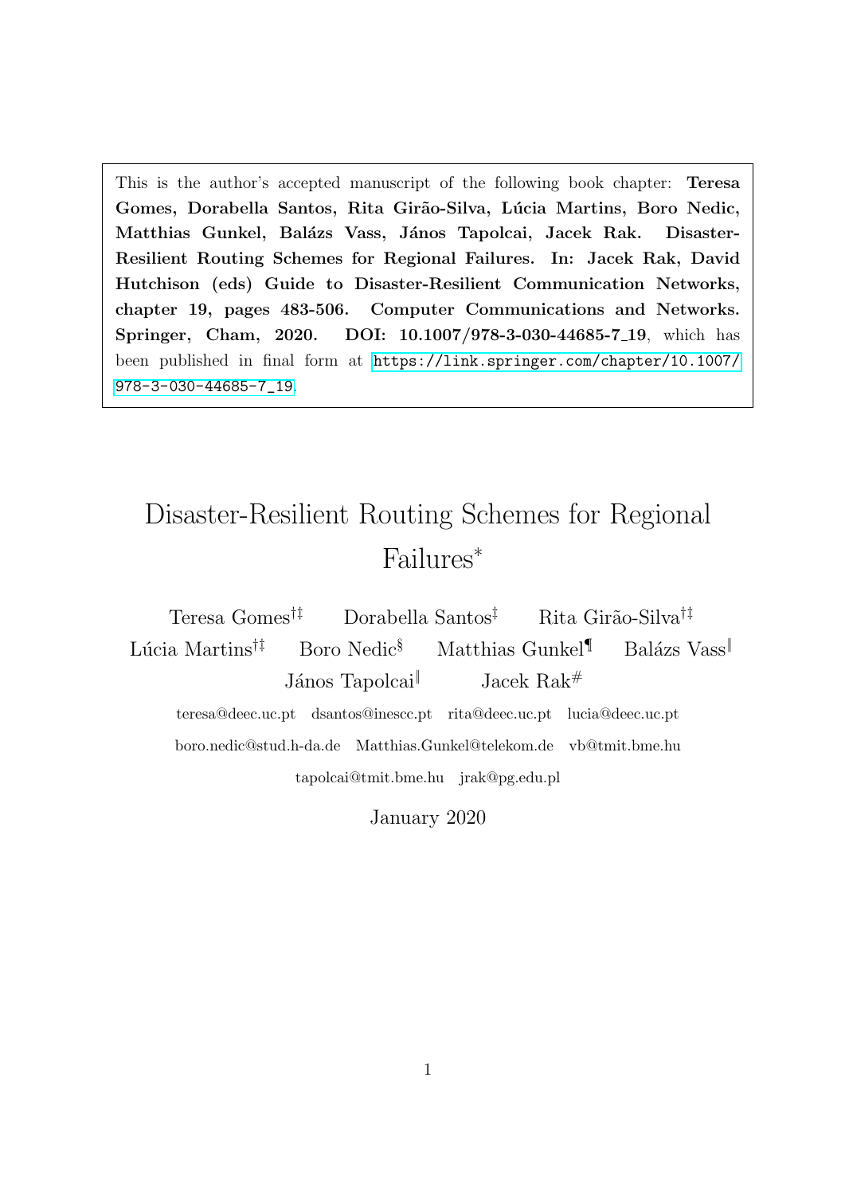This is the author's accepted manuscript of the following book chapter: **Teresa Gomes, Dorabella Santos, Rita Girão-Silva, Lúcia Martins, Boro Nedic, Matthias Gunkel, Balázs Vass, János Tapolcai, Jacek Rak. Disaster-Resilient Routing Schemes for Regional Failures. In: Jacek Rak, David Hutchison (eds) Guide to Disaster-Resilient Communication Networks, chapter 19, pages 483-506. Computer Communications and Networks. Springer, Cham, 2020. DOI: 10.1007/978-3-030-44685-7_19**, which has been published in final form at https://link.springer.com/chapter/10.1007/978-3-030-44685-7_19.

# Disaster-Resilient Routing Schemes for Regional Failures[*]

Teresa Gomes[†‡] Dorabella Santos[‡] Rita Girão-Silva[†‡] Lúcia Martins[†‡] Boro Nedic[§] Matthias Gunkel[¶] Balázs Vass[‖] János Tapolcai[‖] Jacek Rak[#]

teresa@deec.uc.pt dsantos@inescc.pt rita@deec.uc.pt lucia@deec.uc.pt boro.nedic@stud.h-da.de Matthias.Gunkel@telekom.de vb@tmit.bme.hu tapolcai@tmit.bme.hu jrak@pg.edu.pl

January 2020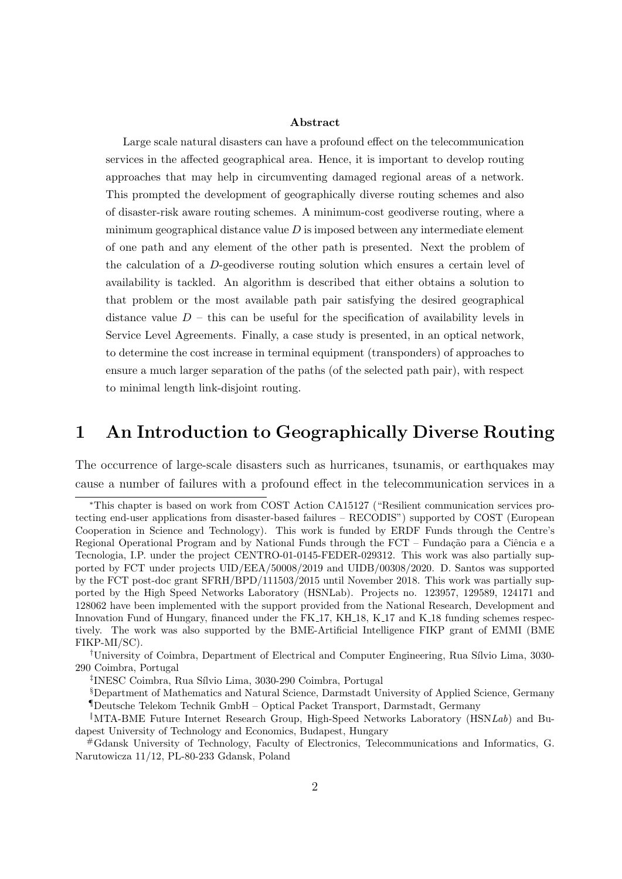**Abstract**

Large scale natural disasters can have a profound effect on the telecommunication services in the affected geographical area. Hence, it is important to develop routing approaches that may help in circumventing damaged regional areas of a network. This prompted the development of geographically diverse routing schemes and also of disaster-risk aware routing schemes. A minimum-cost geodiverse routing, where a minimum geographical distance value $D$ is imposed between any intermediate element of one path and any element of the other path is presented. Next the problem of the calculation of a $D$-geodiverse routing solution which ensures a certain level of availability is tackled. An algorithm is described that either obtains a solution to that problem or the most available path pair satisfying the desired geographical distance value $D$ – this can be useful for the specification of availability levels in Service Level Agreements. Finally, a case study is presented, in an optical network, to determine the cost increase in terminal equipment (transponders) of approaches to ensure a much larger separation of the paths (of the selected path pair), with respect to minimal length link-disjoint routing.

# 1 An Introduction to Geographically Diverse Routing

The occurrence of large-scale disasters such as hurricanes, tsunamis, or earthquakes may cause a number of failures with a profound effect in the telecommunication services in a

---

[*] This chapter is based on work from COST Action CA15127 ("Resilient communication services protecting end-user applications from disaster-based failures – RECODIS") supported by COST (European Cooperation in Science and Technology). This work is funded by ERDF Funds through the Centre's Regional Operational Program and by National Funds through the FCT – Fundação para a Ciência e a Tecnologia, I.P. under the project CENTRO-01-0145-FEDER-029312. This work was also partially supported by FCT under projects UID/EEA/50008/2019 and UIDB/00308/2020. D. Santos was supported by the FCT post-doc grant SFRH/BPD/111503/2015 until November 2018. This work was partially supported by the High Speed Networks Laboratory (HSNLab). Projects no. 123957, 129589, 124171 and 128062 have been implemented with the support provided from the National Research, Development and Innovation Fund of Hungary, financed under the FK_17, KH_18, K_17 and K_18 funding schemes respectively. The work was also supported by the BME-Artificial Intelligence FIKP grant of EMMI (BME FIKP-MI/SC).

[†] University of Coimbra, Department of Electrical and Computer Engineering, Rua Sílvio Lima, 3030-290 Coimbra, Portugal

[‡] INESC Coimbra, Rua Sílvio Lima, 3030-290 Coimbra, Portugal

[§] Department of Mathematics and Natural Science, Darmstadt University of Applied Science, Germany

[¶] Deutsche Telekom Technik GmbH – Optical Packet Transport, Darmstadt, Germany

[‖] MTA-BME Future Internet Research Group, High-Speed Networks Laboratory (HSN*Lab*) and Budapest University of Technology and Economics, Budapest, Hungary

[#] Gdansk University of Technology, Faculty of Electronics, Telecommunications and Informatics, G. Narutowicza 11/12, PL-80-233 Gdansk, Poland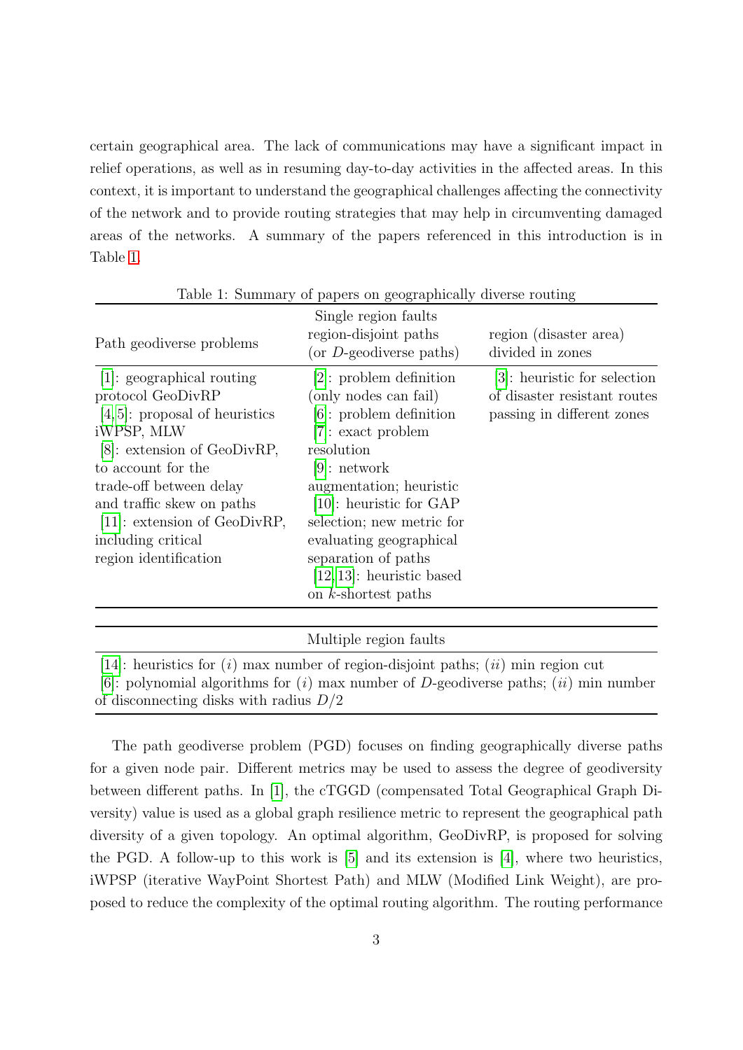certain geographical area. The lack of communications may have a significant impact in relief operations, as well as in resuming day-to-day activities in the affected areas. In this context, it is important to understand the geographical challenges affecting the connectivity of the network and to provide routing strategies that may help in circumventing damaged areas of the networks. A summary of the papers referenced in this introduction is in Table 1.

Table 1: Summary of papers on geographically diverse routing

| Path geodiverse problems | Single region faults<br>region-disjoint paths<br>(or $D$-geodiverse paths) | region (disaster area)<br>divided in zones |
|---|---|---|
| [1]: geographical routing protocol GeoDivRP<br>[4,5]: proposal of heuristics iWPSP, MLW<br>[8]: extension of GeoDivRP, to account for the trade-off between delay and traffic skew on paths<br>[11]: extension of GeoDivRP, including critical region identification | [2]: problem definition (only nodes can fail)<br>[6]: problem definition<br>[7]: exact problem resolution<br>[9]: network augmentation; heuristic<br>[10]: heuristic for GAP selection; new metric for evaluating geographical separation of paths<br>[12,13]: heuristic based on $k$-shortest paths | [3]: heuristic for selection of disaster resistant routes passing in different zones |

| Multiple region faults |
|---|
| [14]: heuristics for ($i$) max number of region-disjoint paths; ($ii$) min region cut<br>[6]: polynomial algorithms for ($i$) max number of $D$-geodiverse paths; ($ii$) min number of disconnecting disks with radius $D/2$ |

The path geodiverse problem (PGD) focuses on finding geographically diverse paths for a given node pair. Different metrics may be used to assess the degree of geodiversity between different paths. In [1], the cTGGD (compensated Total Geographical Graph Diversity) value is used as a global graph resilience metric to represent the geographical path diversity of a given topology. An optimal algorithm, GeoDivRP, is proposed for solving the PGD. A follow-up to this work is [5] and its extension is [4], where two heuristics, iWPSP (iterative WayPoint Shortest Path) and MLW (Modified Link Weight), are proposed to reduce the complexity of the optimal routing algorithm. The routing performance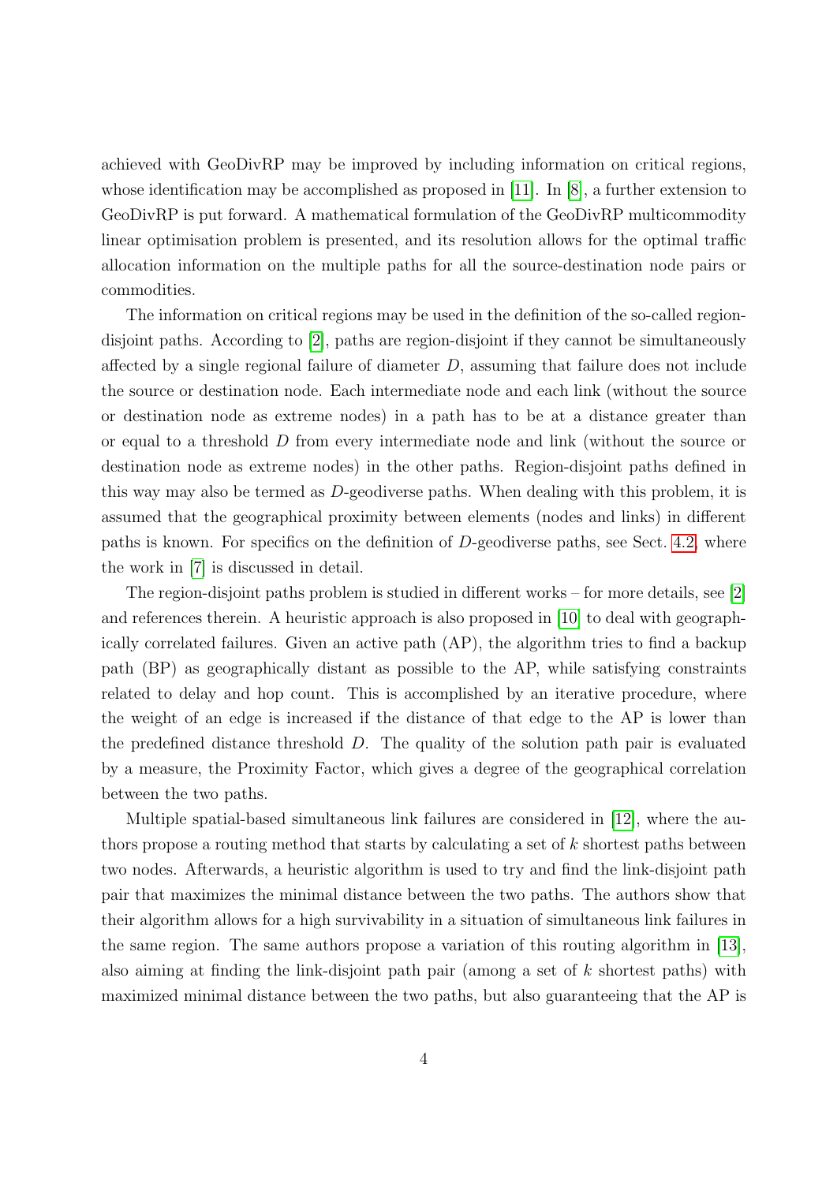achieved with GeoDivRP may be improved by including information on critical regions, whose identification may be accomplished as proposed in [11]. In [8], a further extension to GeoDivRP is put forward. A mathematical formulation of the GeoDivRP multicommodity linear optimisation problem is presented, and its resolution allows for the optimal traffic allocation information on the multiple paths for all the source-destination node pairs or commodities.

The information on critical regions may be used in the definition of the so-called region-disjoint paths. According to [2], paths are region-disjoint if they cannot be simultaneously affected by a single regional failure of diameter $D$, assuming that failure does not include the source or destination node. Each intermediate node and each link (without the source or destination node as extreme nodes) in a path has to be at a distance greater than or equal to a threshold $D$ from every intermediate node and link (without the source or destination node as extreme nodes) in the other paths. Region-disjoint paths defined in this way may also be termed as $D$-geodiverse paths. When dealing with this problem, it is assumed that the geographical proximity between elements (nodes and links) in different paths is known. For specifics on the definition of $D$-geodiverse paths, see Sect. 4.2, where the work in [7] is discussed in detail.

The region-disjoint paths problem is studied in different works – for more details, see [2] and references therein. A heuristic approach is also proposed in [10] to deal with geographically correlated failures. Given an active path (AP), the algorithm tries to find a backup path (BP) as geographically distant as possible to the AP, while satisfying constraints related to delay and hop count. This is accomplished by an iterative procedure, where the weight of an edge is increased if the distance of that edge to the AP is lower than the predefined distance threshold $D$. The quality of the solution path pair is evaluated by a measure, the Proximity Factor, which gives a degree of the geographical correlation between the two paths.

Multiple spatial-based simultaneous link failures are considered in [12], where the authors propose a routing method that starts by calculating a set of $k$ shortest paths between two nodes. Afterwards, a heuristic algorithm is used to try and find the link-disjoint path pair that maximizes the minimal distance between the two paths. The authors show that their algorithm allows for a high survivability in a situation of simultaneous link failures in the same region. The same authors propose a variation of this routing algorithm in [13], also aiming at finding the link-disjoint path pair (among a set of $k$ shortest paths) with maximized minimal distance between the two paths, but also guaranteeing that the AP is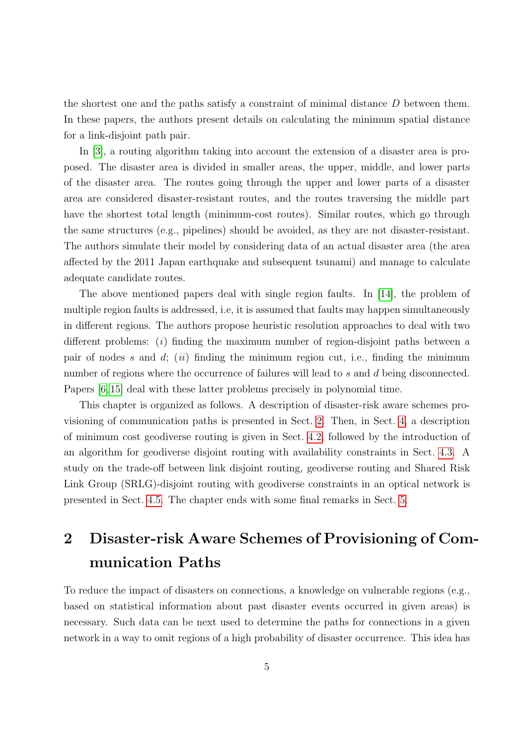the shortest one and the paths satisfy a constraint of minimal distance $D$ between them. In these papers, the authors present details on calculating the minimum spatial distance for a link-disjoint path pair.

In [3], a routing algorithm taking into account the extension of a disaster area is proposed. The disaster area is divided in smaller areas, the upper, middle, and lower parts of the disaster area. The routes going through the upper and lower parts of a disaster area are considered disaster-resistant routes, and the routes traversing the middle part have the shortest total length (minimum-cost routes). Similar routes, which go through the same structures (e.g., pipelines) should be avoided, as they are not disaster-resistant. The authors simulate their model by considering data of an actual disaster area (the area affected by the 2011 Japan earthquake and subsequent tsunami) and manage to calculate adequate candidate routes.

The above mentioned papers deal with single region faults. In [14], the problem of multiple region faults is addressed, i.e, it is assumed that faults may happen simultaneously in different regions. The authors propose heuristic resolution approaches to deal with two different problems: $(i)$ finding the maximum number of region-disjoint paths between a pair of nodes $s$ and $d$; $(ii)$ finding the minimum region cut, i.e., finding the minimum number of regions where the occurrence of failures will lead to $s$ and $d$ being disconnected. Papers [6,15] deal with these latter problems precisely in polynomial time.

This chapter is organized as follows. A description of disaster-risk aware schemes provisioning of communication paths is presented in Sect. 2. Then, in Sect. 4, a description of minimum cost geodiverse routing is given in Sect. 4.2, followed by the introduction of an algorithm for geodiverse disjoint routing with availability constraints in Sect. 4.3. A study on the trade-off between link disjoint routing, geodiverse routing and Shared Risk Link Group (SRLG)-disjoint routing with geodiverse constraints in an optical network is presented in Sect. 4.5. The chapter ends with some final remarks in Sect. 5.

## 2 Disaster-risk Aware Schemes of Provisioning of Communication Paths

To reduce the impact of disasters on connections, a knowledge on vulnerable regions (e.g., based on statistical information about past disaster events occurred in given areas) is necessary. Such data can be next used to determine the paths for connections in a given network in a way to omit regions of a high probability of disaster occurrence. This idea has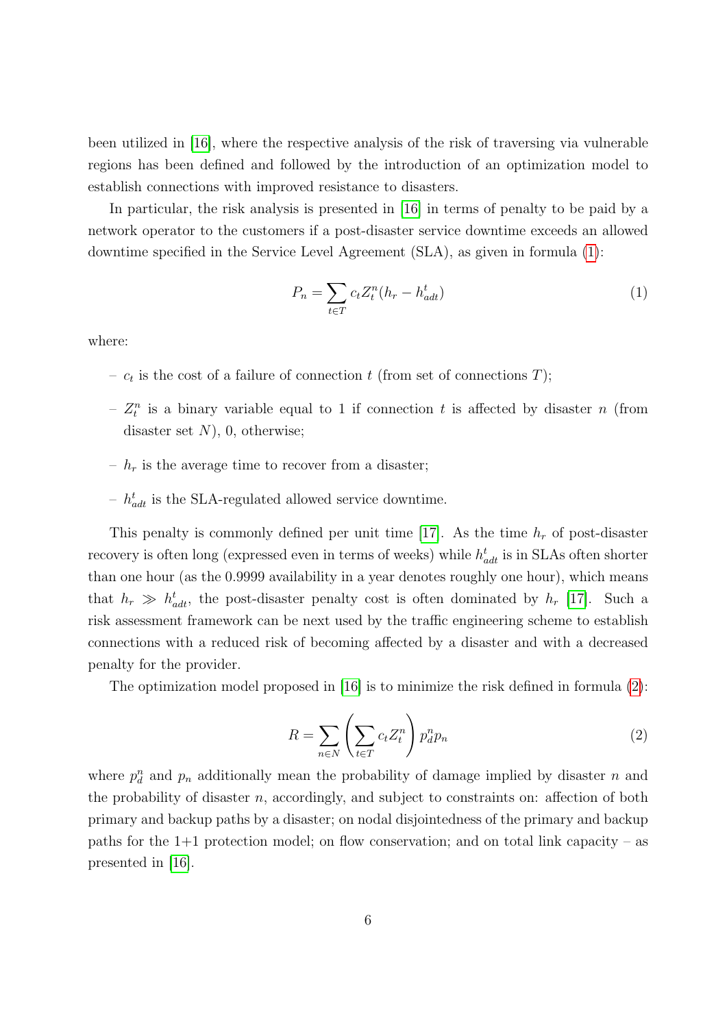been utilized in [16], where the respective analysis of the risk of traversing via vulnerable regions has been defined and followed by the introduction of an optimization model to establish connections with improved resistance to disasters.

In particular, the risk analysis is presented in [16] in terms of penalty to be paid by a network operator to the customers if a post-disaster service downtime exceeds an allowed downtime specified in the Service Level Agreement (SLA), as given in formula (1):

$$P_n = \sum_{t \in T} c_t Z_t^n (h_r - h_{adt}^t) \tag{1}$$

where:

- $c_t$ is the cost of a failure of connection $t$ (from set of connections $T$);
- $Z_t^n$ is a binary variable equal to 1 if connection $t$ is affected by disaster $n$ (from disaster set $N$), 0, otherwise;
- $h_r$ is the average time to recover from a disaster;
- $h_{adt}^t$ is the SLA-regulated allowed service downtime.

This penalty is commonly defined per unit time [17]. As the time $h_r$ of post-disaster recovery is often long (expressed even in terms of weeks) while $h_{adt}^t$ is in SLAs often shorter than one hour (as the 0.9999 availability in a year denotes roughly one hour), which means that $h_r \gg h_{adt}^t$, the post-disaster penalty cost is often dominated by $h_r$ [17]. Such a risk assessment framework can be next used by the traffic engineering scheme to establish connections with a reduced risk of becoming affected by a disaster and with a decreased penalty for the provider.

The optimization model proposed in [16] is to minimize the risk defined in formula (2):

$$R = \sum_{n \in N} \left( \sum_{t \in T} c_t Z_t^n \right) p_d^n p_n \tag{2}$$

where $p_d^n$ and $p_n$ additionally mean the probability of damage implied by disaster $n$ and the probability of disaster $n$, accordingly, and subject to constraints on: affection of both primary and backup paths by a disaster; on nodal disjointedness of the primary and backup paths for the 1+1 protection model; on flow conservation; and on total link capacity – as presented in [16].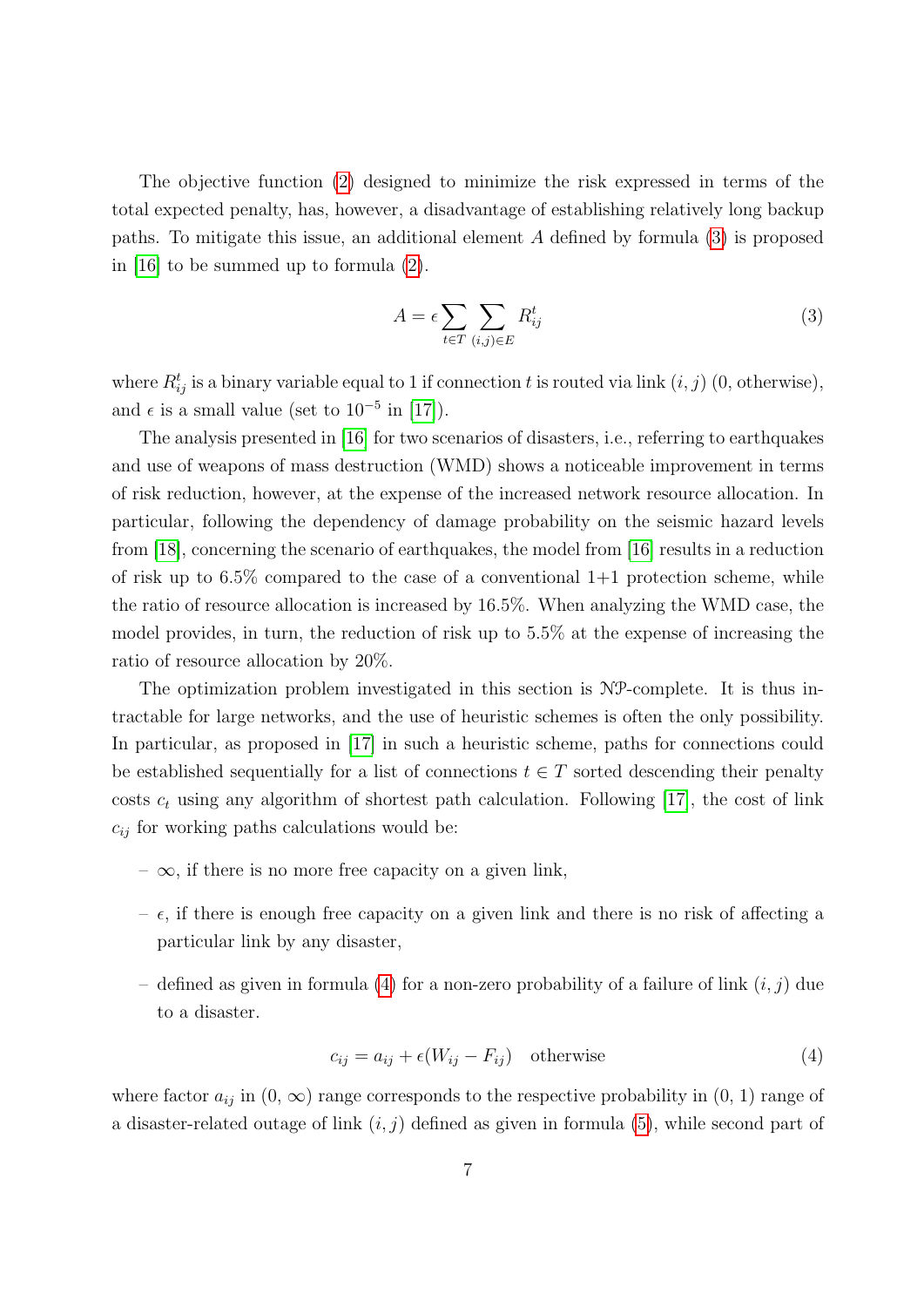The objective function (2) designed to minimize the risk expressed in terms of the total expected penalty, has, however, a disadvantage of establishing relatively long backup paths. To mitigate this issue, an additional element $A$ defined by formula (3) is proposed in [16] to be summed up to formula (2).

$$A = \epsilon \sum_{t \in T} \sum_{(i,j) \in E} R_{ij}^t \tag{3}$$

where $R_{ij}^t$ is a binary variable equal to 1 if connection $t$ is routed via link $(i, j)$ (0, otherwise), and $\epsilon$ is a small value (set to $10^{-5}$ in [17]).

The analysis presented in [16] for two scenarios of disasters, i.e., referring to earthquakes and use of weapons of mass destruction (WMD) shows a noticeable improvement in terms of risk reduction, however, at the expense of the increased network resource allocation. In particular, following the dependency of damage probability on the seismic hazard levels from [18], concerning the scenario of earthquakes, the model from [16] results in a reduction of risk up to 6.5% compared to the case of a conventional 1+1 protection scheme, while the ratio of resource allocation is increased by 16.5%. When analyzing the WMD case, the model provides, in turn, the reduction of risk up to 5.5% at the expense of increasing the ratio of resource allocation by 20%.

The optimization problem investigated in this section is $\mathcal{NP}$-complete. It is thus intractable for large networks, and the use of heuristic schemes is often the only possibility. In particular, as proposed in [17] in such a heuristic scheme, paths for connections could be established sequentially for a list of connections $t \in T$ sorted descending their penalty costs $c_t$ using any algorithm of shortest path calculation. Following [17], the cost of link $c_{ij}$ for working paths calculations would be:

- $\infty$, if there is no more free capacity on a given link,
- $\epsilon$, if there is enough free capacity on a given link and there is no risk of affecting a particular link by any disaster,
- defined as given in formula (4) for a non-zero probability of a failure of link $(i, j)$ due to a disaster.

$$c_{ij} = a_{ij} + \epsilon(W_{ij} - F_{ij}) \quad \text{otherwise} \tag{4}$$

where factor $a_{ij}$ in $(0, \infty)$ range corresponds to the respective probability in $(0, 1)$ range of a disaster-related outage of link $(i, j)$ defined as given in formula (5), while second part of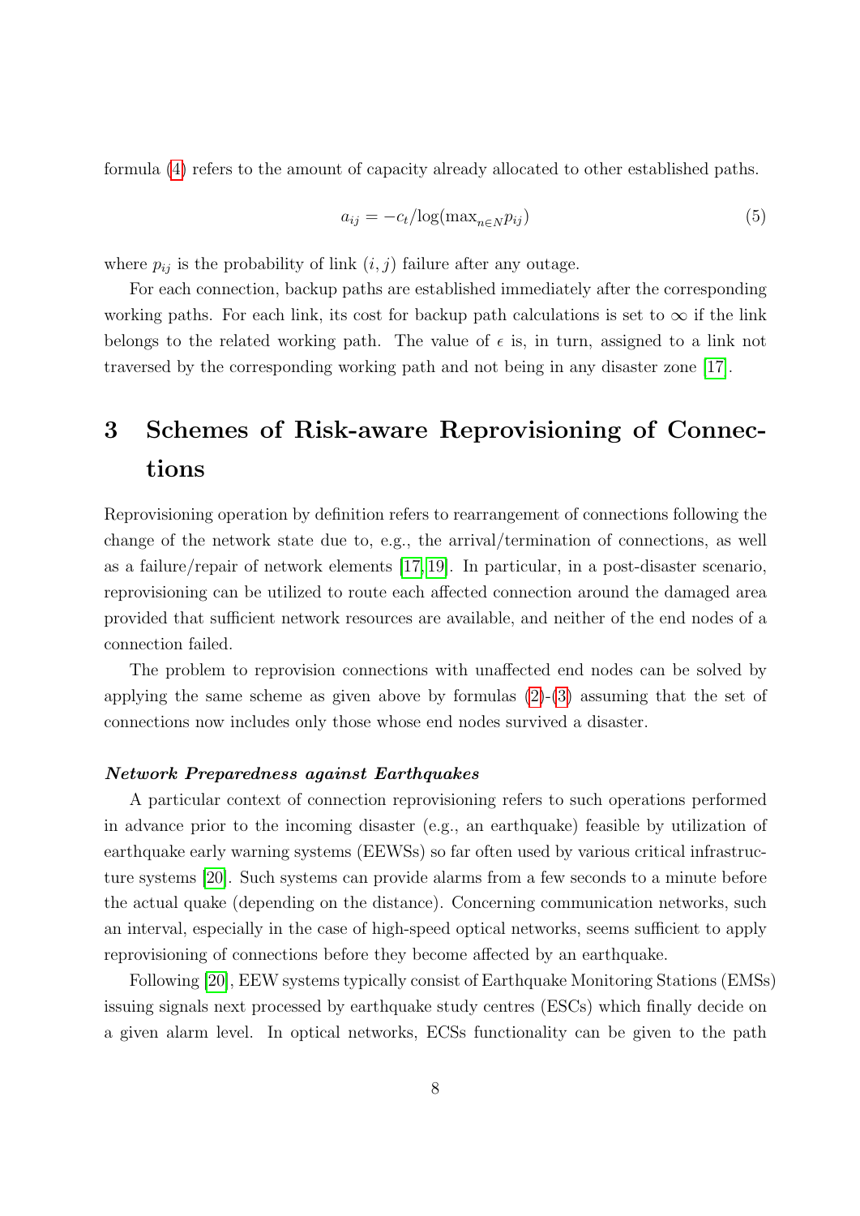formula (4) refers to the amount of capacity already allocated to other established paths.

$$a_{ij} = -c_t / \log(\max_{n \in N} p_{ij}) \tag{5}$$

where $p_{ij}$ is the probability of link $(i, j)$ failure after any outage.

For each connection, backup paths are established immediately after the corresponding working paths. For each link, its cost for backup path calculations is set to $\infty$ if the link belongs to the related working path. The value of $\epsilon$ is, in turn, assigned to a link not traversed by the corresponding working path and not being in any disaster zone [17].

# 3 Schemes of Risk-aware Reprovisioning of Connections

Reprovisioning operation by definition refers to rearrangement of connections following the change of the network state due to, e.g., the arrival/termination of connections, as well as a failure/repair of network elements [17, 19]. In particular, in a post-disaster scenario, reprovisioning can be utilized to route each affected connection around the damaged area provided that sufficient network resources are available, and neither of the end nodes of a connection failed.

The problem to reprovision connections with unaffected end nodes can be solved by applying the same scheme as given above by formulas (2)-(3) assuming that the set of connections now includes only those whose end nodes survived a disaster.

***Network Preparedness against Earthquakes***

A particular context of connection reprovisioning refers to such operations performed in advance prior to the incoming disaster (e.g., an earthquake) feasible by utilization of earthquake early warning systems (EEWSs) so far often used by various critical infrastructure systems [20]. Such systems can provide alarms from a few seconds to a minute before the actual quake (depending on the distance). Concerning communication networks, such an interval, especially in the case of high-speed optical networks, seems sufficient to apply reprovisioning of connections before they become affected by an earthquake.

Following [20], EEW systems typically consist of Earthquake Monitoring Stations (EMSs) issuing signals next processed by earthquake study centres (ESCs) which finally decide on a given alarm level. In optical networks, ECSs functionality can be given to the path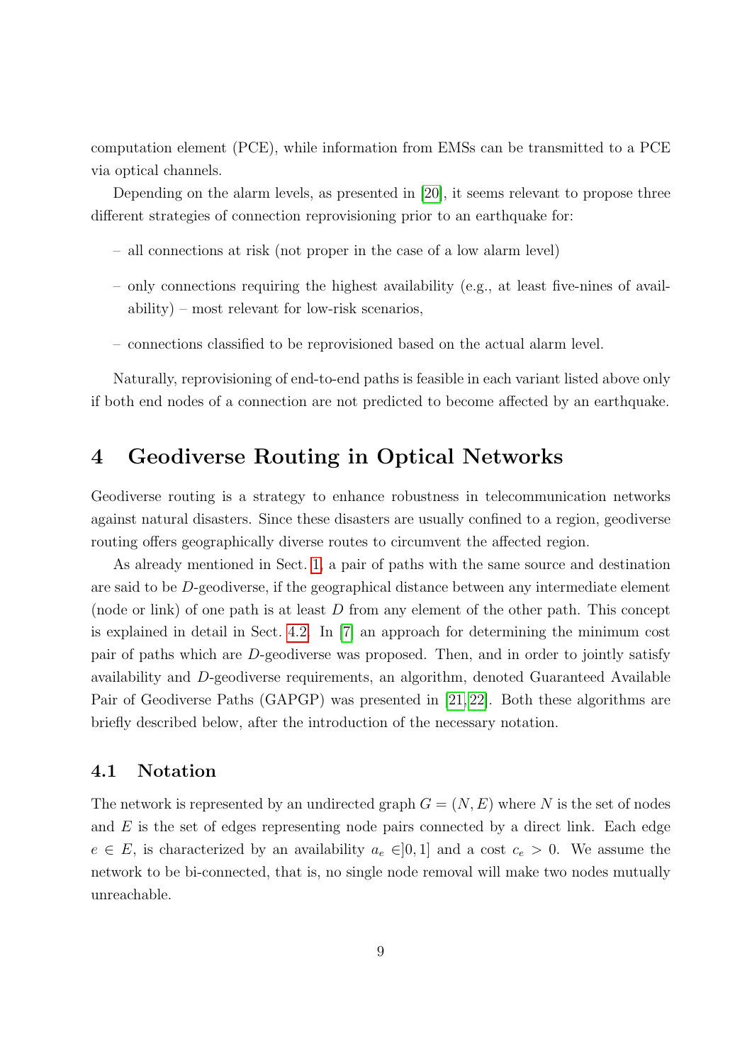computation element (PCE), while information from EMSs can be transmitted to a PCE via optical channels.

Depending on the alarm levels, as presented in [20], it seems relevant to propose three different strategies of connection reprovisioning prior to an earthquake for:

- all connections at risk (not proper in the case of a low alarm level)
- only connections requiring the highest availability (e.g., at least five-nines of availability) – most relevant for low-risk scenarios,
- connections classified to be reprovisioned based on the actual alarm level.

Naturally, reprovisioning of end-to-end paths is feasible in each variant listed above only if both end nodes of a connection are not predicted to become affected by an earthquake.

# 4 Geodiverse Routing in Optical Networks

Geodiverse routing is a strategy to enhance robustness in telecommunication networks against natural disasters. Since these disasters are usually confined to a region, geodiverse routing offers geographically diverse routes to circumvent the affected region.

As already mentioned in Sect. 1, a pair of paths with the same source and destination are said to be $D$-geodiverse, if the geographical distance between any intermediate element (node or link) of one path is at least $D$ from any element of the other path. This concept is explained in detail in Sect. 4.2. In [7] an approach for determining the minimum cost pair of paths which are $D$-geodiverse was proposed. Then, and in order to jointly satisfy availability and $D$-geodiverse requirements, an algorithm, denoted Guaranteed Available Pair of Geodiverse Paths (GAPGP) was presented in [21,22]. Both these algorithms are briefly described below, after the introduction of the necessary notation.

## 4.1 Notation

The network is represented by an undirected graph $G = (N, E)$ where $N$ is the set of nodes and $E$ is the set of edges representing node pairs connected by a direct link. Each edge $e \in E$, is characterized by an availability $a_e \in ]0, 1]$ and a cost $c_e > 0$. We assume the network to be bi-connected, that is, no single node removal will make two nodes mutually unreachable.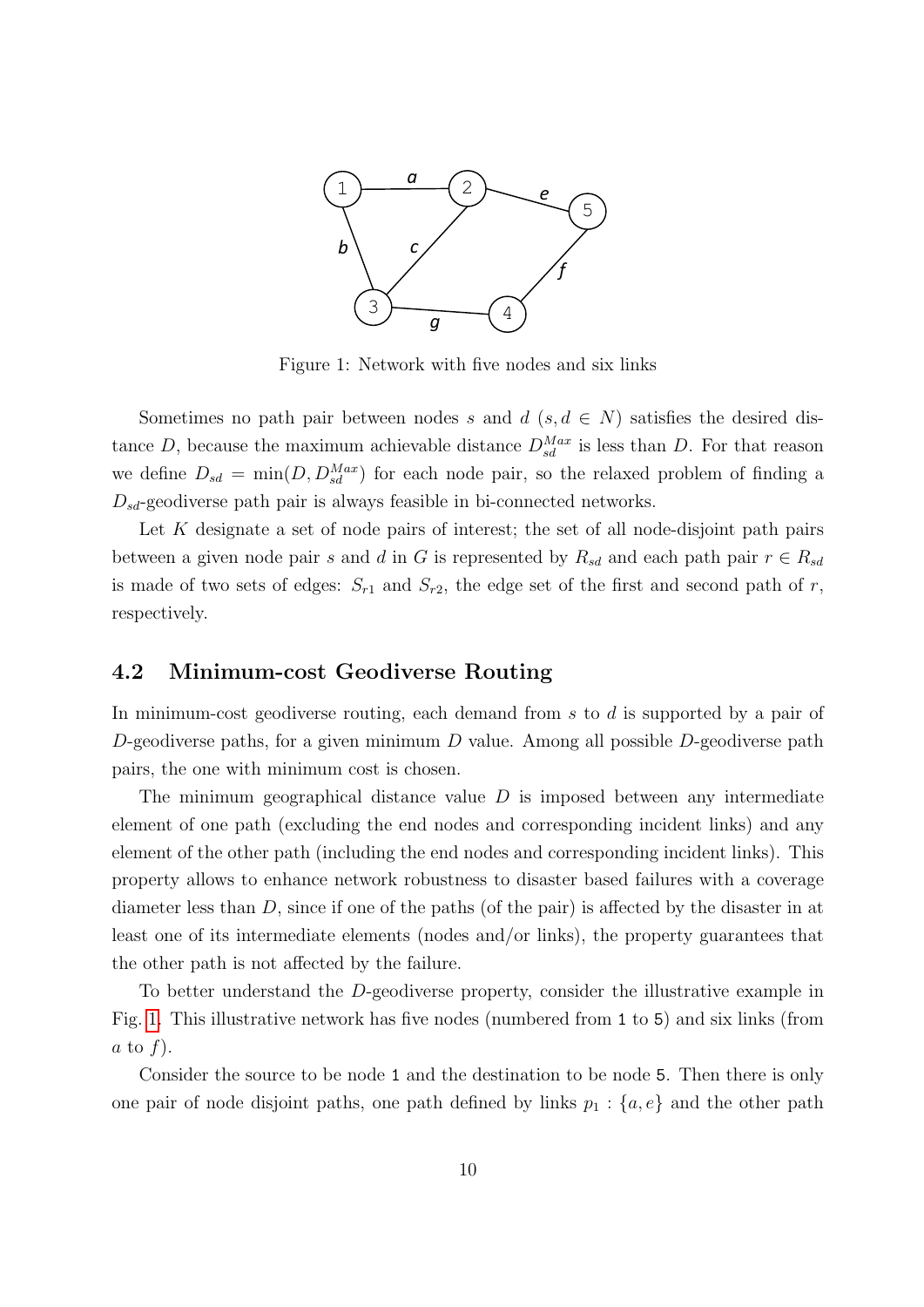Figure 1: Network with five nodes and six links

Sometimes no path pair between nodes $s$ and $d$ ($s, d \in N$) satisfies the desired distance $D$, because the maximum achievable distance $D_{sd}^{Max}$ is less than $D$. For that reason we define $D_{sd} = \min(D, D_{sd}^{Max})$ for each node pair, so the relaxed problem of finding a $D_{sd}$-geodiverse path pair is always feasible in bi-connected networks.

Let $K$ designate a set of node pairs of interest; the set of all node-disjoint path pairs between a given node pair $s$ and $d$ in $G$ is represented by $R_{sd}$ and each path pair $r \in R_{sd}$ is made of two sets of edges: $S_{r1}$ and $S_{r2}$, the edge set of the first and second path of $r$, respectively.

## 4.2 Minimum-cost Geodiverse Routing

In minimum-cost geodiverse routing, each demand from $s$ to $d$ is supported by a pair of $D$-geodiverse paths, for a given minimum $D$ value. Among all possible $D$-geodiverse path pairs, the one with minimum cost is chosen.

The minimum geographical distance value $D$ is imposed between any intermediate element of one path (excluding the end nodes and corresponding incident links) and any element of the other path (including the end nodes and corresponding incident links). This property allows to enhance network robustness to disaster based failures with a coverage diameter less than $D$, since if one of the paths (of the pair) is affected by the disaster in at least one of its intermediate elements (nodes and/or links), the property guarantees that the other path is not affected by the failure.

To better understand the $D$-geodiverse property, consider the illustrative example in Fig. 1. This illustrative network has five nodes (numbered from 1 to 5) and six links (from $a$ to $f$).

Consider the source to be node 1 and the destination to be node 5. Then there is only one pair of node disjoint paths, one path defined by links $p_1 : \{a, e\}$ and the other path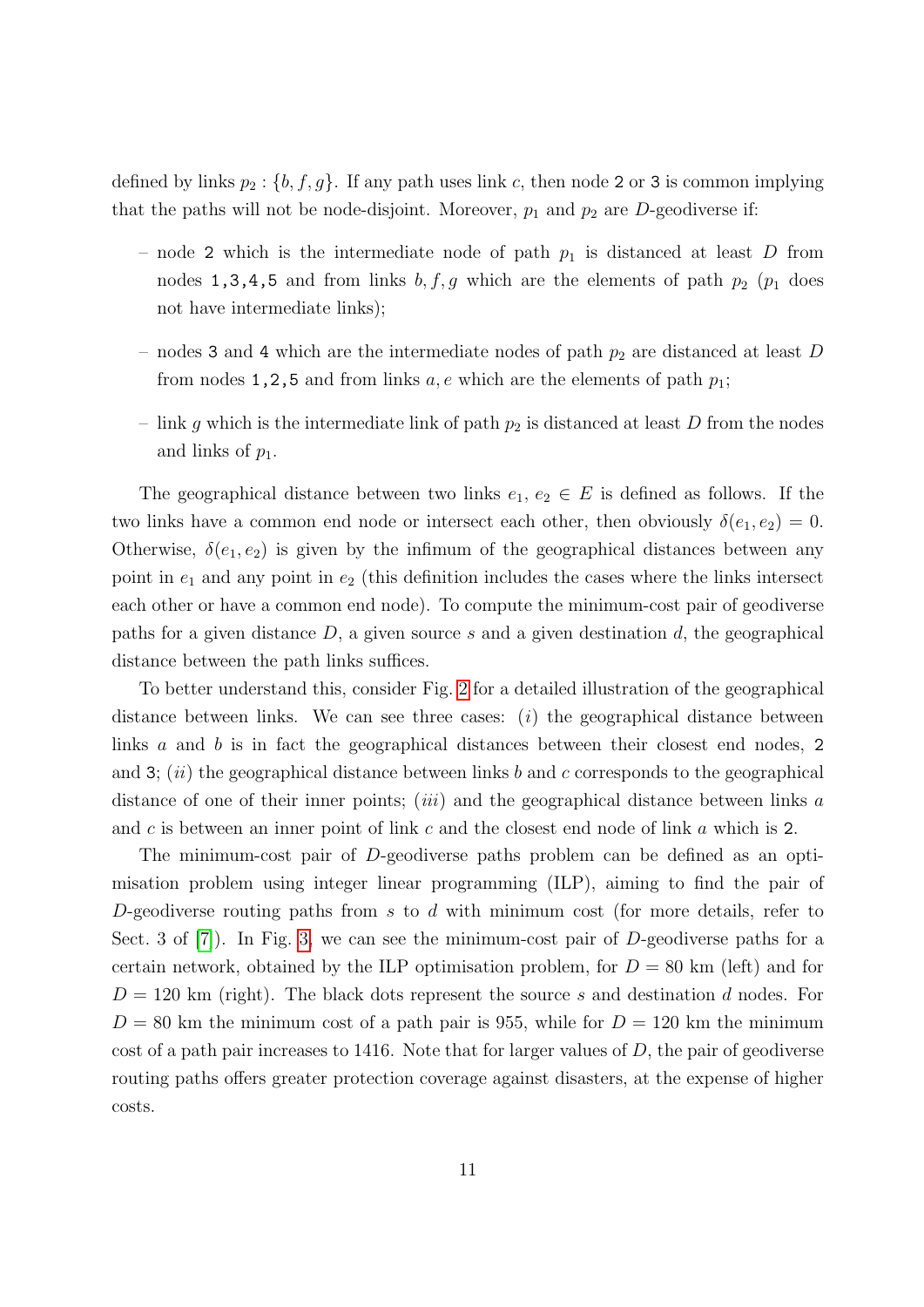defined by links $p_2 : \{b, f, g\}$. If any path uses link $c$, then node `2` or `3` is common implying that the paths will not be node-disjoint. Moreover, $p_1$ and $p_2$ are $D$-geodiverse if:

– node `2` which is the intermediate node of path $p_1$ is distanced at least $D$ from nodes `1,3,4,5` and from links $b, f, g$ which are the elements of path $p_2$ ($p_1$ does not have intermediate links);

– nodes `3` and `4` which are the intermediate nodes of path $p_2$ are distanced at least $D$ from nodes `1,2,5` and from links $a, e$ which are the elements of path $p_1$;

– link $g$ which is the intermediate link of path $p_2$ is distanced at least $D$ from the nodes and links of $p_1$.

The geographical distance between two links $e_1, e_2 \in E$ is defined as follows. If the two links have a common end node or intersect each other, then obviously $\delta(e_1, e_2) = 0$. Otherwise, $\delta(e_1, e_2)$ is given by the infimum of the geographical distances between any point in $e_1$ and any point in $e_2$ (this definition includes the cases where the links intersect each other or have a common end node). To compute the minimum-cost pair of geodiverse paths for a given distance $D$, a given source $s$ and a given destination $d$, the geographical distance between the path links suffices.

To better understand this, consider Fig. 2 for a detailed illustration of the geographical distance between links. We can see three cases: $(i)$ the geographical distance between links $a$ and $b$ is in fact the geographical distances between their closest end nodes, `2` and `3`; $(ii)$ the geographical distance between links $b$ and $c$ corresponds to the geographical distance of one of their inner points; $(iii)$ and the geographical distance between links $a$ and $c$ is between an inner point of link $c$ and the closest end node of link $a$ which is `2`.

The minimum-cost pair of $D$-geodiverse paths problem can be defined as an optimisation problem using integer linear programming (ILP), aiming to find the pair of $D$-geodiverse routing paths from $s$ to $d$ with minimum cost (for more details, refer to Sect. 3 of [7]). In Fig. 3, we can see the minimum-cost pair of $D$-geodiverse paths for a certain network, obtained by the ILP optimisation problem, for $D = 80$ km (left) and for $D = 120$ km (right). The black dots represent the source $s$ and destination $d$ nodes. For $D = 80$ km the minimum cost of a path pair is 955, while for $D = 120$ km the minimum cost of a path pair increases to 1416. Note that for larger values of $D$, the pair of geodiverse routing paths offers greater protection coverage against disasters, at the expense of higher costs.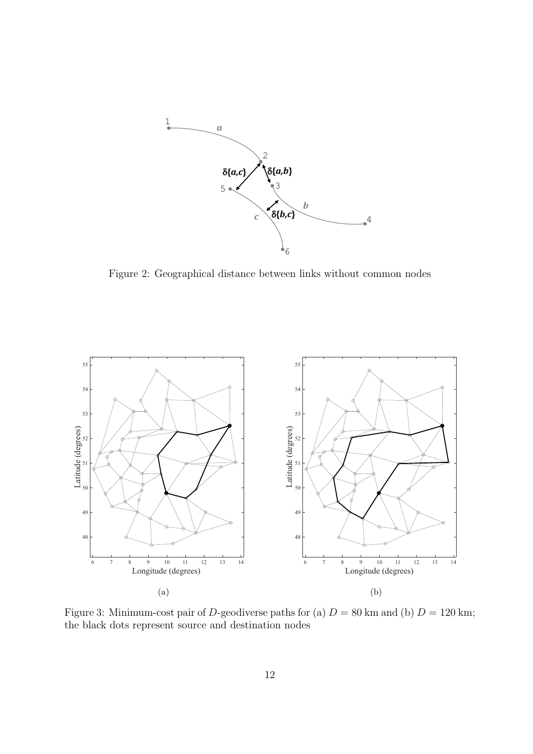Figure 2: Geographical distance between links without common nodes

Figure 3: Minimum-cost pair of $D$-geodiverse paths for (a) $D = 80$ km and (b) $D = 120$ km; the black dots represent source and destination nodes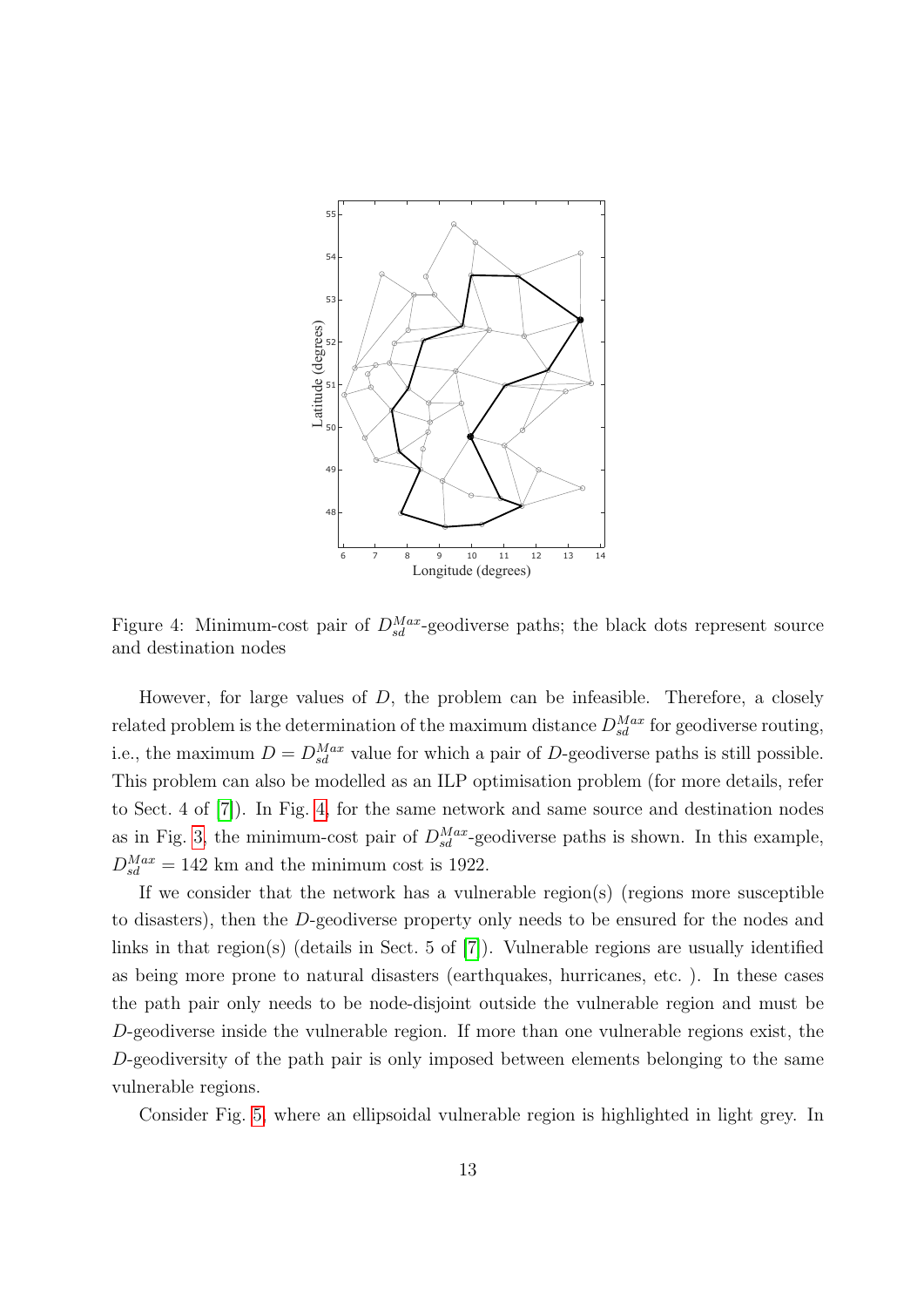Figure 4: Minimum-cost pair of $D_{sd}^{Max}$-geodiverse paths; the black dots represent source and destination nodes

However, for large values of $D$, the problem can be infeasible. Therefore, a closely related problem is the determination of the maximum distance $D_{sd}^{Max}$ for geodiverse routing, i.e., the maximum $D = D_{sd}^{Max}$ value for which a pair of $D$-geodiverse paths is still possible. This problem can also be modelled as an ILP optimisation problem (for more details, refer to Sect. 4 of [7]). In Fig. 4, for the same network and same source and destination nodes as in Fig. 3, the minimum-cost pair of $D_{sd}^{Max}$-geodiverse paths is shown. In this example, $D_{sd}^{Max} = 142$ km and the minimum cost is 1922.

If we consider that the network has a vulnerable region(s) (regions more susceptible to disasters), then the $D$-geodiverse property only needs to be ensured for the nodes and links in that region(s) (details in Sect. 5 of [7]). Vulnerable regions are usually identified as being more prone to natural disasters (earthquakes, hurricanes, etc. ). In these cases the path pair only needs to be node-disjoint outside the vulnerable region and must be $D$-geodiverse inside the vulnerable region. If more than one vulnerable regions exist, the $D$-geodiversity of the path pair is only imposed between elements belonging to the same vulnerable regions.

Consider Fig. 5, where an ellipsoidal vulnerable region is highlighted in light grey. In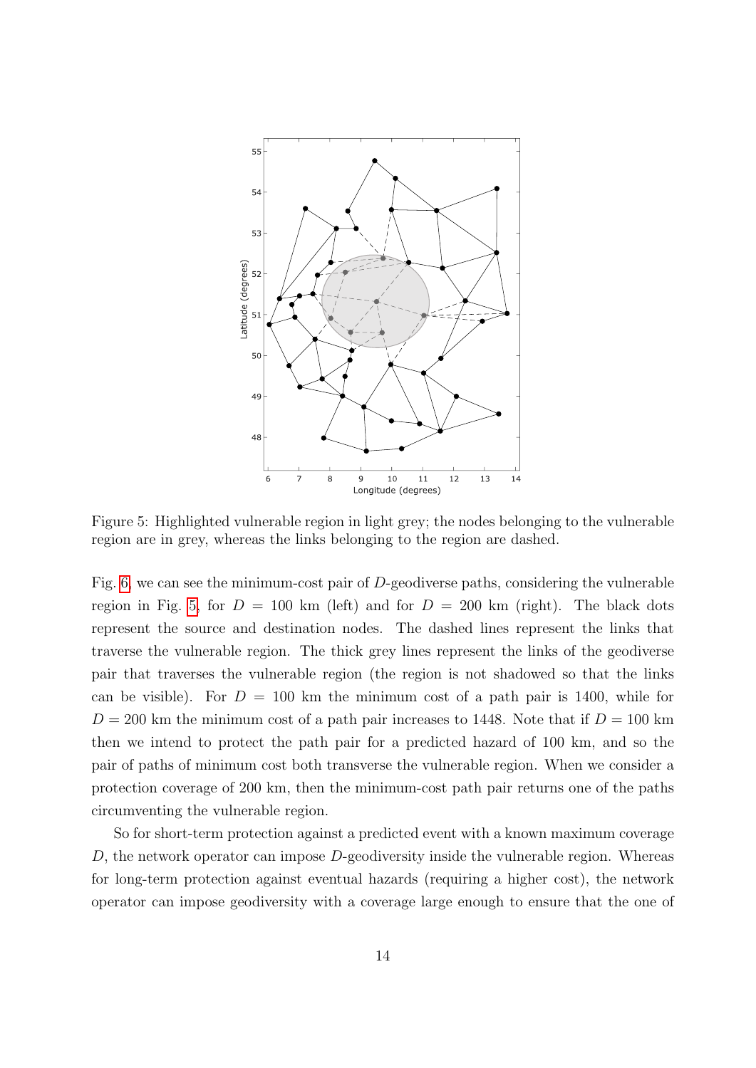Figure 5: Highlighted vulnerable region in light grey; the nodes belonging to the vulnerable region are in grey, whereas the links belonging to the region are dashed.

Fig. 6, we can see the minimum-cost pair of $D$-geodiverse paths, considering the vulnerable region in Fig. 5, for $D = 100$ km (left) and for $D = 200$ km (right). The black dots represent the source and destination nodes. The dashed lines represent the links that traverse the vulnerable region. The thick grey lines represent the links of the geodiverse pair that traverses the vulnerable region (the region is not shadowed so that the links can be visible). For $D = 100$ km the minimum cost of a path pair is 1400, while for $D = 200$ km the minimum cost of a path pair increases to 1448. Note that if $D = 100$ km then we intend to protect the path pair for a predicted hazard of 100 km, and so the pair of paths of minimum cost both transverse the vulnerable region. When we consider a protection coverage of 200 km, then the minimum-cost path pair returns one of the paths circumventing the vulnerable region.

So for short-term protection against a predicted event with a known maximum coverage $D$, the network operator can impose $D$-geodiversity inside the vulnerable region. Whereas for long-term protection against eventual hazards (requiring a higher cost), the network operator can impose geodiversity with a coverage large enough to ensure that the one of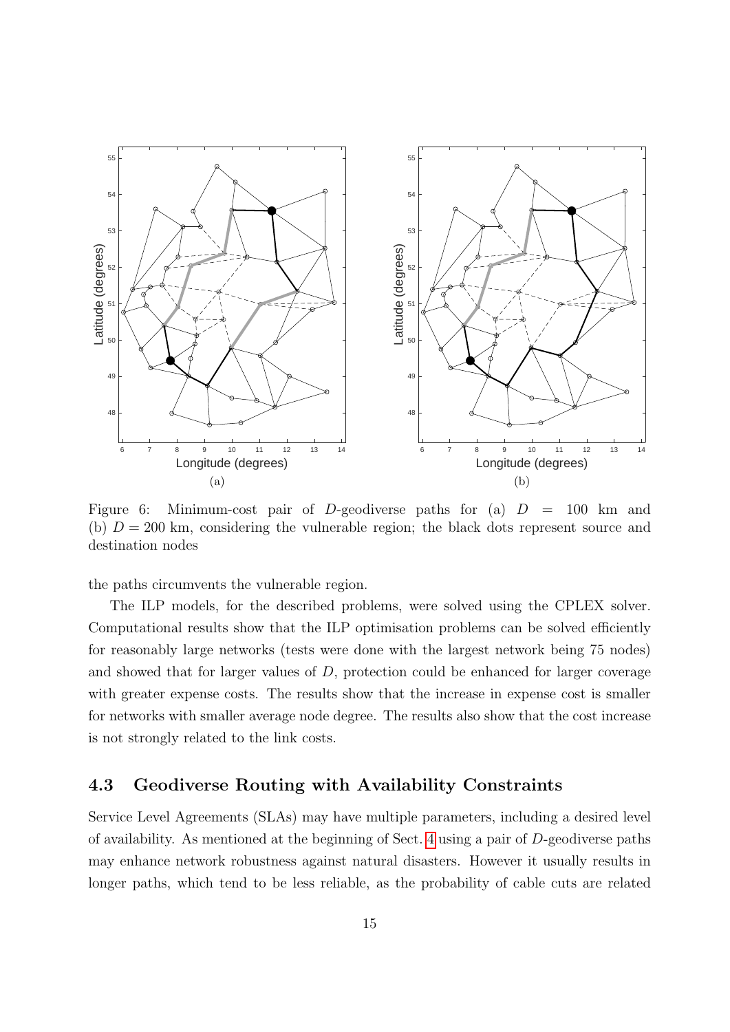Figure 6: Minimum-cost pair of $D$-geodiverse paths for (a) $D = 100$ km and (b) $D = 200$ km, considering the vulnerable region; the black dots represent source and destination nodes

the paths circumvents the vulnerable region.

The ILP models, for the described problems, were solved using the CPLEX solver. Computational results show that the ILP optimisation problems can be solved efficiently for reasonably large networks (tests were done with the largest network being 75 nodes) and showed that for larger values of $D$, protection could be enhanced for larger coverage with greater expense costs. The results show that the increase in expense cost is smaller for networks with smaller average node degree. The results also show that the cost increase is not strongly related to the link costs.

## 4.3 Geodiverse Routing with Availability Constraints

Service Level Agreements (SLAs) may have multiple parameters, including a desired level of availability. As mentioned at the beginning of Sect. 4 using a pair of $D$-geodiverse paths may enhance network robustness against natural disasters. However it usually results in longer paths, which tend to be less reliable, as the probability of cable cuts are related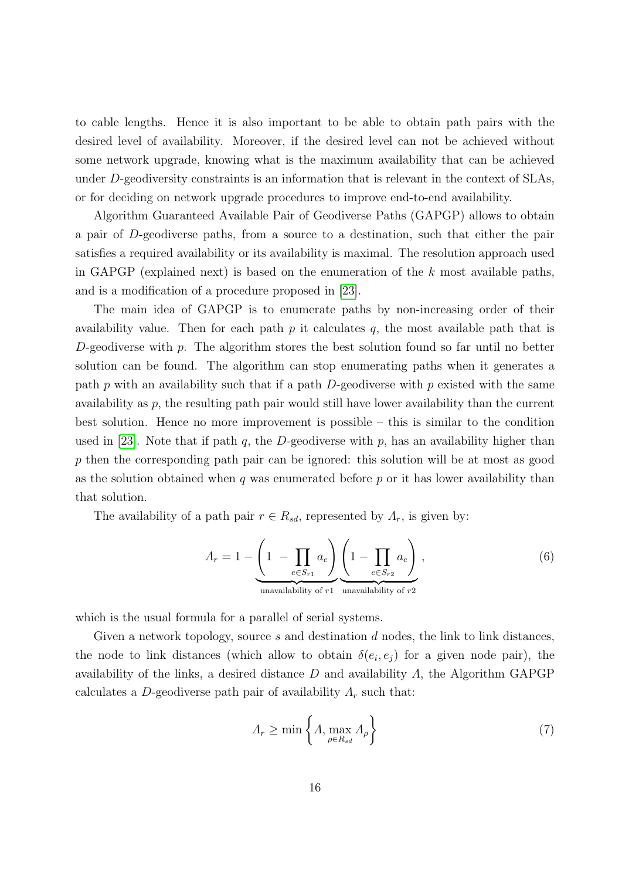to cable lengths. Hence it is also important to be able to obtain path pairs with the desired level of availability. Moreover, if the desired level can not be achieved without some network upgrade, knowing what is the maximum availability that can be achieved under $D$-geodiversity constraints is an information that is relevant in the context of SLAs, or for deciding on network upgrade procedures to improve end-to-end availability.

Algorithm Guaranteed Available Pair of Geodiverse Paths (GAPGP) allows to obtain a pair of $D$-geodiverse paths, from a source to a destination, such that either the pair satisfies a required availability or its availability is maximal. The resolution approach used in GAPGP (explained next) is based on the enumeration of the $k$ most available paths, and is a modification of a procedure proposed in [23].

The main idea of GAPGP is to enumerate paths by non-increasing order of their availability value. Then for each path $p$ it calculates $q$, the most available path that is $D$-geodiverse with $p$. The algorithm stores the best solution found so far until no better solution can be found. The algorithm can stop enumerating paths when it generates a path $p$ with an availability such that if a path $D$-geodiverse with $p$ existed with the same availability as $p$, the resulting path pair would still have lower availability than the current best solution. Hence no more improvement is possible – this is similar to the condition used in [23]. Note that if path $q$, the $D$-geodiverse with $p$, has an availability higher than $p$ then the corresponding path pair can be ignored: this solution will be at most as good as the solution obtained when $q$ was enumerated before $p$ or it has lower availability than that solution.

The availability of a path pair $r \in R_{sd}$, represented by $\mathit{\Lambda}_r$, is given by:

$$\mathit{\Lambda}_r = 1 - \underbrace{\left(1 - \prod_{e \in S_{r1}} a_e\right)}_{\text{unavailability of } r1} \underbrace{\left(1 - \prod_{e \in S_{r2}} a_e\right)}_{\text{unavailability of } r2}, \tag{6}$$

which is the usual formula for a parallel of serial systems.

Given a network topology, source $s$ and destination $d$ nodes, the link to link distances, the node to link distances (which allow to obtain $\delta(e_i, e_j)$ for a given node pair), the availability of the links, a desired distance $D$ and availability $\mathit{\Lambda}$, the Algorithm GAPGP calculates a $D$-geodiverse path pair of availability $\mathit{\Lambda}_r$ such that:

$$\mathit{\Lambda}_r \geq \min\left\{\mathit{\Lambda}, \max_{\rho \in R_{sd}} \mathit{\Lambda}_\rho\right\} \tag{7}$$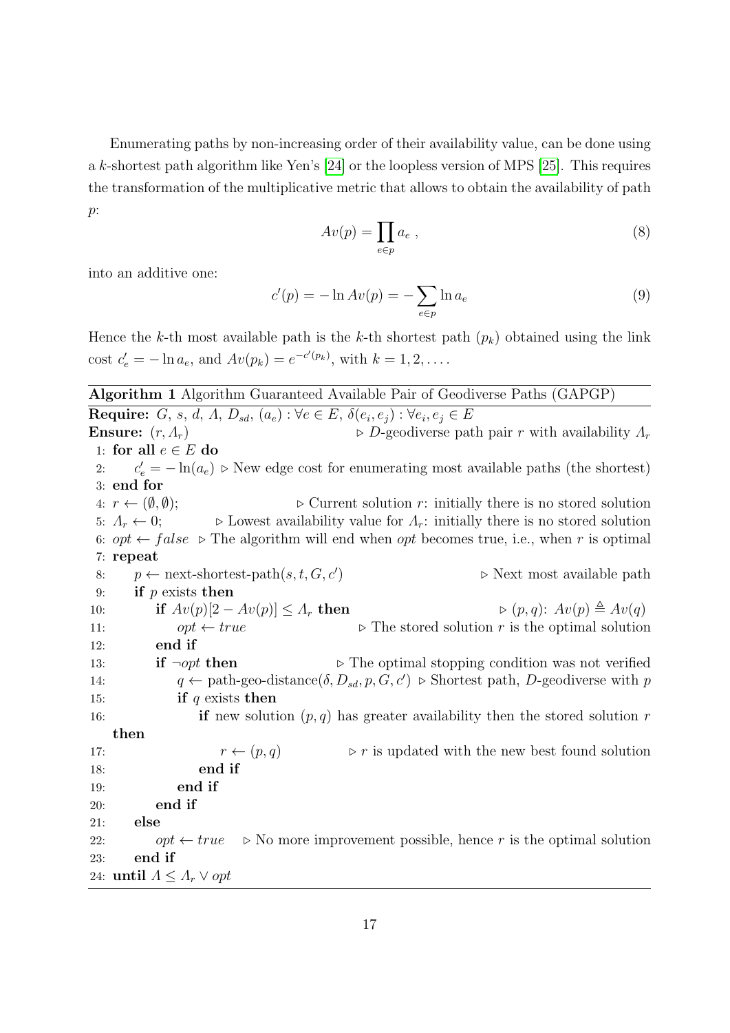Enumerating paths by non-increasing order of their availability value, can be done using a $k$-shortest path algorithm like Yen's [24] or the loopless version of MPS [25]. This requires the transformation of the multiplicative metric that allows to obtain the availability of path $p$:

$$Av(p) = \prod_{e \in p} a_e \ , \tag{8}$$

into an additive one:

$$c'(p) = -\ln Av(p) = -\sum_{e \in p} \ln a_e \tag{9}$$

Hence the $k$-th most available path is the $k$-th shortest path ($p_k$) obtained using the link cost $c'_e = -\ln a_e$, and $Av(p_k) = e^{-c'(p_k)}$, with $k = 1, 2, \ldots$.

**Algorithm 1** Algorithm Guaranteed Available Pair of Geodiverse Paths (GAPGP)

**Require:** $G$, $s$, $d$, $\Lambda$, $D_{sd}$, $(a_e) : \forall e \in E$, $\delta(e_i, e_j) : \forall e_i, e_j \in E$
**Ensure:** $(r, \Lambda_r)$ ▷ $D$-geodiverse path pair $r$ with availability $\Lambda_r$

```
 1: for all e ∈ E do
 2:     c'_e = −ln(a_e)   ▷ New edge cost for enumerating most available paths (the shortest)
 3: end for
 4: r ← (∅, ∅);           ▷ Current solution r: initially there is no stored solution
 5: Λ_r ← 0;              ▷ Lowest availability value for Λ_r: initially there is no stored solution
 6: opt ← false           ▷ The algorithm will end when opt becomes true, i.e., when r is optimal
 7: repeat
 8:     p ← next-shortest-path(s, t, G, c')                  ▷ Next most available path
 9:     if p exists then
10:         if Av(p)[2 − Av(p)] ≤ Λ_r then                   ▷ (p, q): Av(p) ≜ Av(q)
11:             opt ← true                ▷ The stored solution r is the optimal solution
12:         end if
13:         if ¬opt then                  ▷ The optimal stopping condition was not verified
14:             q ← path-geo-distance(δ, D_sd, p, G, c')  ▷ Shortest path, D-geodiverse with p
15:             if q exists then
16:                 if new solution (p, q) has greater availability then the stored solution r then
17:                     r ← (p, q)        ▷ r is updated with the new best found solution
18:                 end if
19:             end if
20:         end if
21:     else
22:         opt ← true    ▷ No more improvement possible, hence r is the optimal solution
23:     end if
24: until Λ ≤ Λ_r ∨ opt
```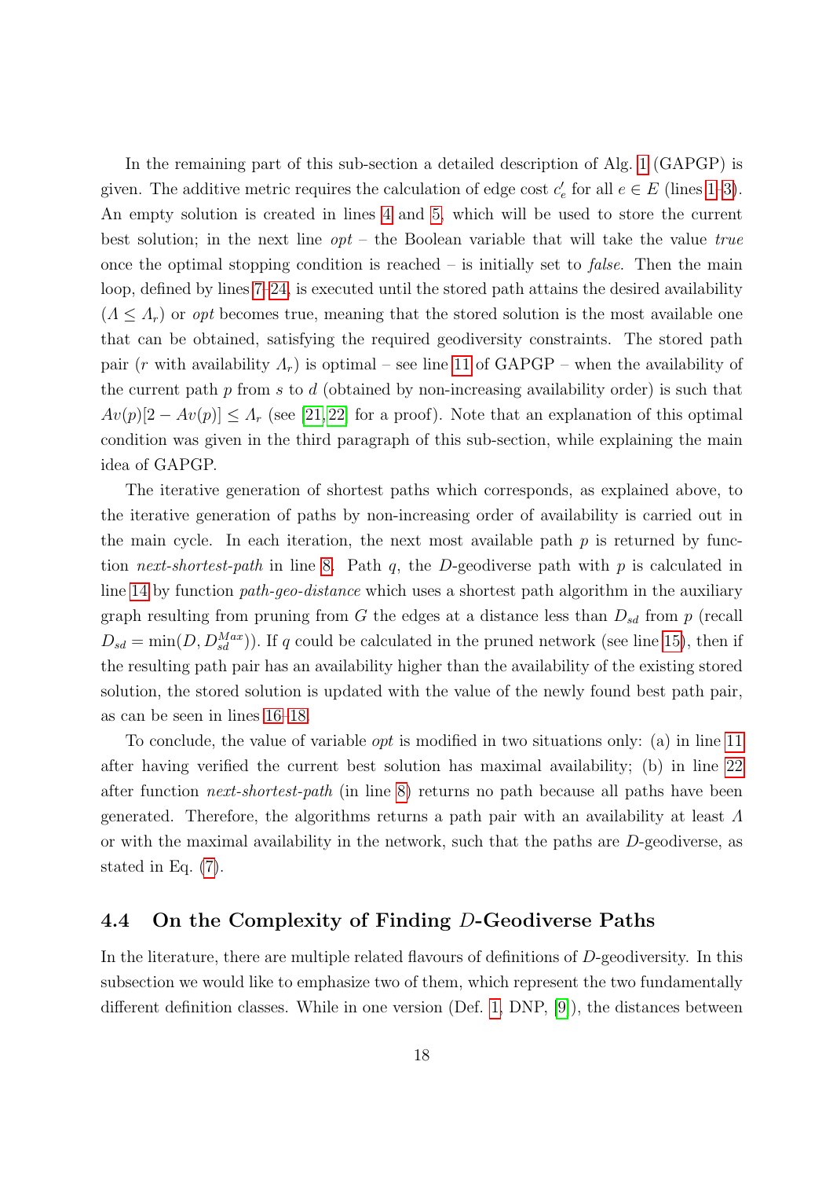In the remaining part of this sub-section a detailed description of Alg. 1 (GAPGP) is given. The additive metric requires the calculation of edge cost $c'_e$ for all $e \in E$ (lines 1–3). An empty solution is created in lines 4 and 5, which will be used to store the current best solution; in the next line *opt* – the Boolean variable that will take the value *true* once the optimal stopping condition is reached – is initially set to *false*. Then the main loop, defined by lines 7–24, is executed until the stored path attains the desired availability ($\mathit{\Lambda} \leq \mathit{\Lambda}_r$) or *opt* becomes true, meaning that the stored solution is the most available one that can be obtained, satisfying the required geodiversity constraints. The stored path pair ($r$ with availability $\mathit{\Lambda}_r$) is optimal – see line 11 of GAPGP – when the availability of the current path $p$ from $s$ to $d$ (obtained by non-increasing availability order) is such that $Av(p)[2 - Av(p)] \leq \mathit{\Lambda}_r$ (see [21, 22] for a proof). Note that an explanation of this optimal condition was given in the third paragraph of this sub-section, while explaining the main idea of GAPGP.

The iterative generation of shortest paths which corresponds, as explained above, to the iterative generation of paths by non-increasing order of availability is carried out in the main cycle. In each iteration, the next most available path $p$ is returned by function *next-shortest-path* in line 8. Path $q$, the $D$-geodiverse path with $p$ is calculated in line 14 by function *path-geo-distance* which uses a shortest path algorithm in the auxiliary graph resulting from pruning from $G$ the edges at a distance less than $D_{sd}$ from $p$ (recall $D_{sd} = \min(D, D_{sd}^{Max})$). If $q$ could be calculated in the pruned network (see line 15), then if the resulting path pair has an availability higher than the availability of the existing stored solution, the stored solution is updated with the value of the newly found best path pair, as can be seen in lines 16–18.

To conclude, the value of variable *opt* is modified in two situations only: (a) in line 11 after having verified the current best solution has maximal availability; (b) in line 22 after function *next-shortest-path* (in line 8) returns no path because all paths have been generated. Therefore, the algorithms returns a path pair with an availability at least $\mathit{\Lambda}$ or with the maximal availability in the network, such that the paths are $D$-geodiverse, as stated in Eq. (7).

### 4.4 On the Complexity of Finding $D$-Geodiverse Paths

In the literature, there are multiple related flavours of definitions of $D$-geodiversity. In this subsection we would like to emphasize two of them, which represent the two fundamentally different definition classes. While in one version (Def. 1, DNP, [9]), the distances between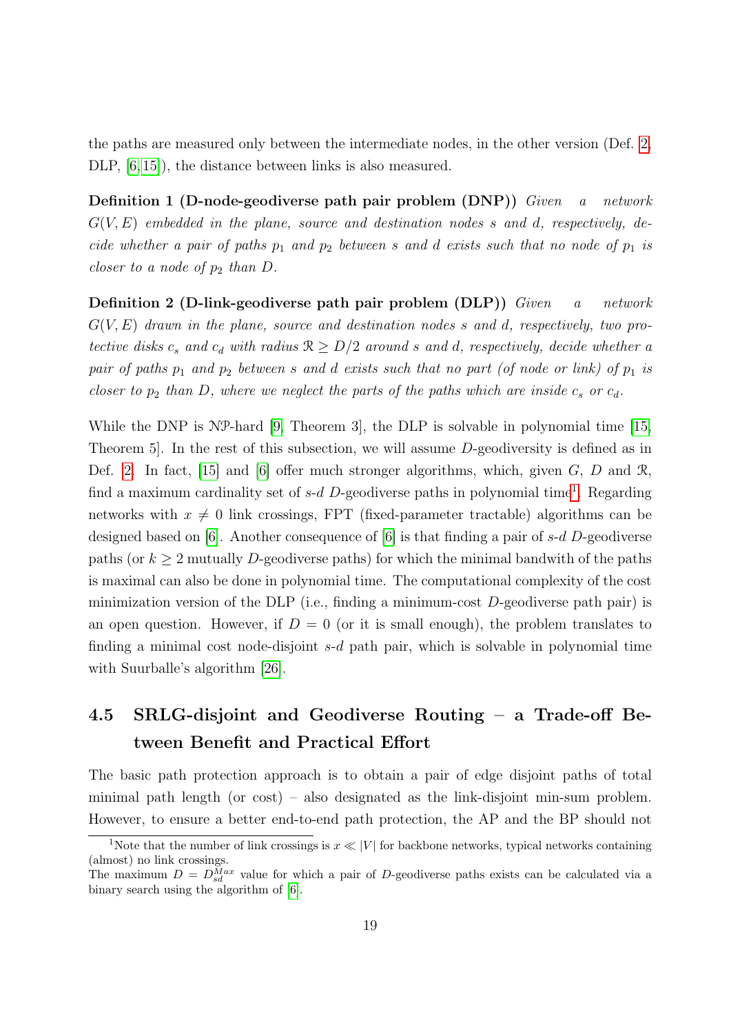the paths are measured only between the intermediate nodes, in the other version (Def. 2, DLP, [6, 15]), the distance between links is also measured.

**Definition 1 (D-node-geodiverse path pair problem (DNP))** *Given a network $G(V, E)$ embedded in the plane, source and destination nodes $s$ and $d$, respectively, decide whether a pair of paths $p_1$ and $p_2$ between $s$ and $d$ exists such that no node of $p_1$ is closer to a node of $p_2$ than $D$.*

**Definition 2 (D-link-geodiverse path pair problem (DLP))** *Given a network $G(V, E)$ drawn in the plane, source and destination nodes $s$ and $d$, respectively, two protective disks $c_s$ and $c_d$ with radius $\mathcal{R} \geq D/2$ around $s$ and $d$, respectively, decide whether a pair of paths $p_1$ and $p_2$ between $s$ and $d$ exists such that no part (of node or link) of $p_1$ is closer to $p_2$ than $D$, where we neglect the parts of the paths which are inside $c_s$ or $c_d$.*

While the DNP is $\mathcal{NP}$-hard [9, Theorem 3], the DLP is solvable in polynomial time [15, Theorem 5]. In the rest of this subsection, we will assume $D$-geodiversity is defined as in Def. 2. In fact, [15] and [6] offer much stronger algorithms, which, given $G$, $D$ and $\mathcal{R}$, find a maximum cardinality set of $s$-$d$ $D$-geodiverse paths in polynomial time[1]. Regarding networks with $x \neq 0$ link crossings, FPT (fixed-parameter tractable) algorithms can be designed based on [6]. Another consequence of [6] is that finding a pair of $s$-$d$ $D$-geodiverse paths (or $k \geq 2$ mutually $D$-geodiverse paths) for which the minimal bandwith of the paths is maximal can also be done in polynomial time. The computational complexity of the cost minimization version of the DLP (i.e., finding a minimum-cost $D$-geodiverse path pair) is an open question. However, if $D = 0$ (or it is small enough), the problem translates to finding a minimal cost node-disjoint $s$-$d$ path pair, which is solvable in polynomial time with Suurballe's algorithm [26].

## 4.5 SRLG-disjoint and Geodiverse Routing – a Trade-off Between Benefit and Practical Effort

The basic path protection approach is to obtain a pair of edge disjoint paths of total minimal path length (or cost) – also designated as the link-disjoint min-sum problem. However, to ensure a better end-to-end path protection, the AP and the BP should not

---

[1] Note that the number of link crossings is $x \ll |V|$ for backbone networks, typical networks containing (almost) no link crossings.
The maximum $D = D_{sd}^{Max}$ value for which a pair of $D$-geodiverse paths exists can be calculated via a binary search using the algorithm of [6].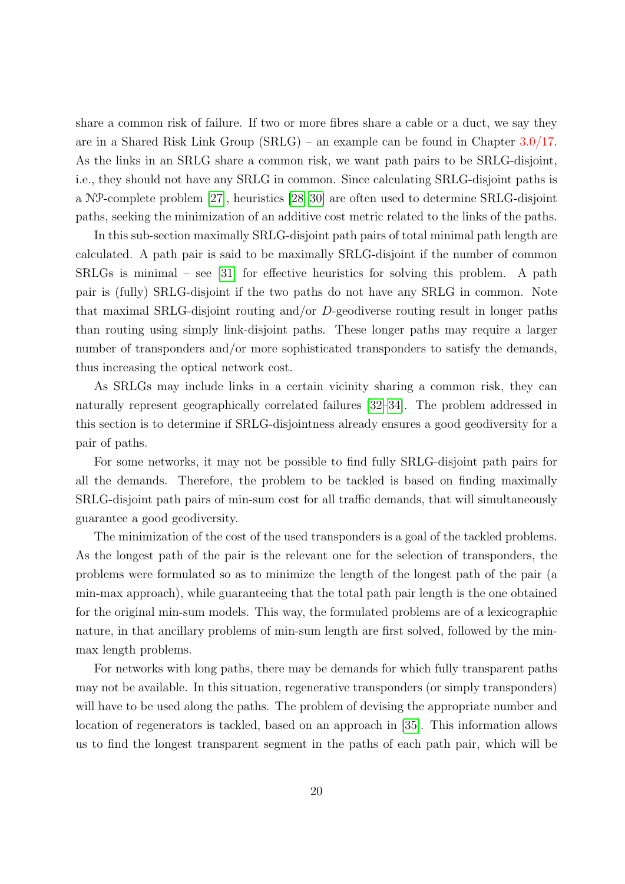share a common risk of failure. If two or more fibres share a cable or a duct, we say they are in a Shared Risk Link Group (SRLG) – an example can be found in Chapter 3.0/17. As the links in an SRLG share a common risk, we want path pairs to be SRLG-disjoint, i.e., they should not have any SRLG in common. Since calculating SRLG-disjoint paths is a $\mathcal{NP}$-complete problem [27], heuristics [28–30] are often used to determine SRLG-disjoint paths, seeking the minimization of an additive cost metric related to the links of the paths.

In this sub-section maximally SRLG-disjoint path pairs of total minimal path length are calculated. A path pair is said to be maximally SRLG-disjoint if the number of common SRLGs is minimal – see [31] for effective heuristics for solving this problem. A path pair is (fully) SRLG-disjoint if the two paths do not have any SRLG in common. Note that maximal SRLG-disjoint routing and/or $D$-geodiverse routing result in longer paths than routing using simply link-disjoint paths. These longer paths may require a larger number of transponders and/or more sophisticated transponders to satisfy the demands, thus increasing the optical network cost.

As SRLGs may include links in a certain vicinity sharing a common risk, they can naturally represent geographically correlated failures [32–34]. The problem addressed in this section is to determine if SRLG-disjointness already ensures a good geodiversity for a pair of paths.

For some networks, it may not be possible to find fully SRLG-disjoint path pairs for all the demands. Therefore, the problem to be tackled is based on finding maximally SRLG-disjoint path pairs of min-sum cost for all traffic demands, that will simultaneously guarantee a good geodiversity.

The minimization of the cost of the used transponders is a goal of the tackled problems. As the longest path of the pair is the relevant one for the selection of transponders, the problems were formulated so as to minimize the length of the longest path of the pair (a min-max approach), while guaranteeing that the total path pair length is the one obtained for the original min-sum models. This way, the formulated problems are of a lexicographic nature, in that ancillary problems of min-sum length are first solved, followed by the min-max length problems.

For networks with long paths, there may be demands for which fully transparent paths may not be available. In this situation, regenerative transponders (or simply transponders) will have to be used along the paths. The problem of devising the appropriate number and location of regenerators is tackled, based on an approach in [35]. This information allows us to find the longest transparent segment in the paths of each path pair, which will be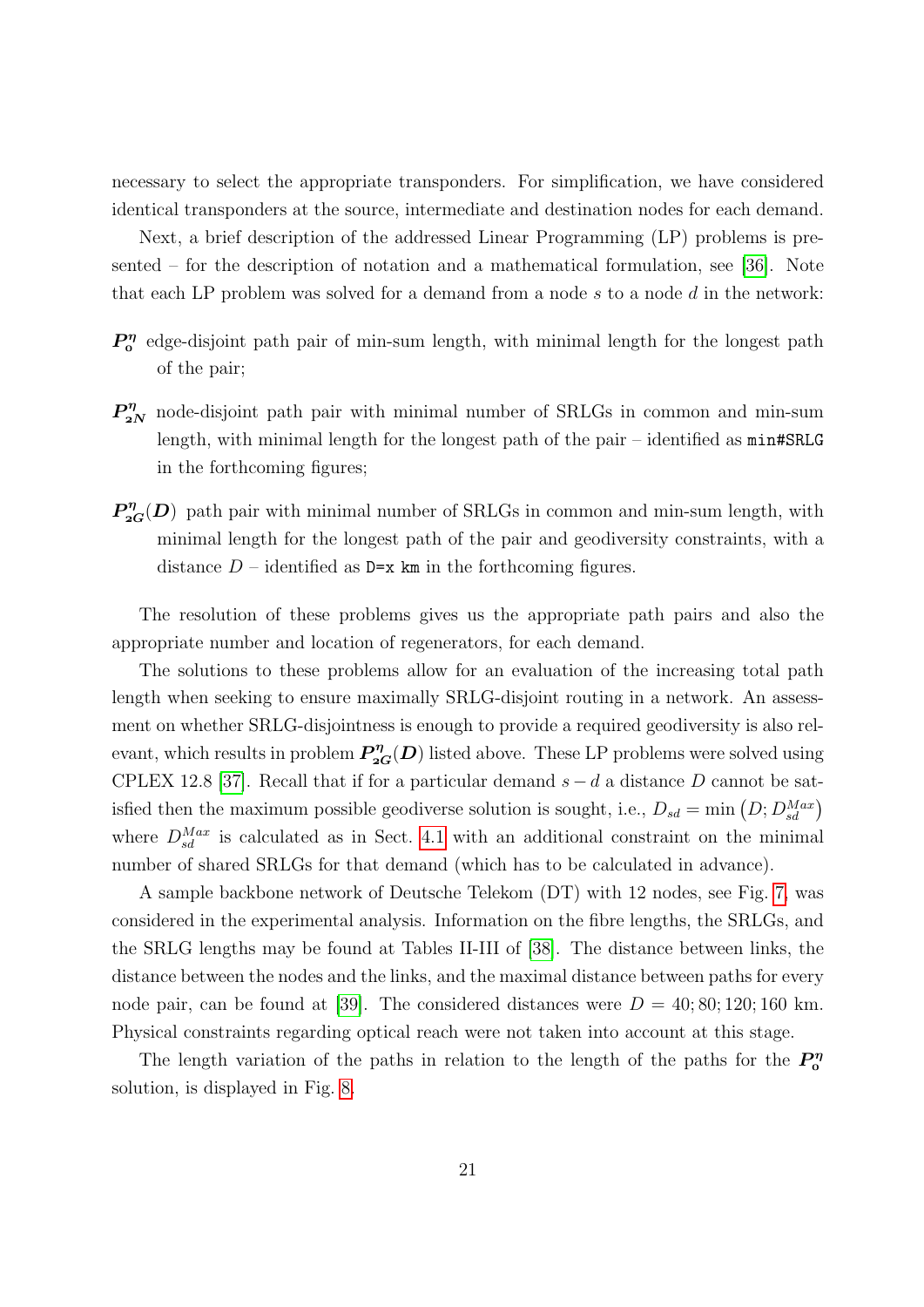necessary to select the appropriate transponders. For simplification, we have considered identical transponders at the source, intermediate and destination nodes for each demand.

Next, a brief description of the addressed Linear Programming (LP) problems is presented – for the description of notation and a mathematical formulation, see [36]. Note that each LP problem was solved for a demand from a node $s$ to a node $d$ in the network:

- $\boldsymbol{P_o^{\eta}}$ edge-disjoint path pair of min-sum length, with minimal length for the longest path of the pair;
- $\boldsymbol{P_{2N}^{\eta}}$ node-disjoint path pair with minimal number of SRLGs in common and min-sum length, with minimal length for the longest path of the pair – identified as `min#SRLG` in the forthcoming figures;
- $\boldsymbol{P_{2G}^{\eta}(D)}$ path pair with minimal number of SRLGs in common and min-sum length, with minimal length for the longest path of the pair and geodiversity constraints, with a distance $D$ – identified as `D=x km` in the forthcoming figures.

The resolution of these problems gives us the appropriate path pairs and also the appropriate number and location of regenerators, for each demand.

The solutions to these problems allow for an evaluation of the increasing total path length when seeking to ensure maximally SRLG-disjoint routing in a network. An assessment on whether SRLG-disjointness is enough to provide a required geodiversity is also relevant, which results in problem $\boldsymbol{P_{2G}^{\eta}(D)}$ listed above. These LP problems were solved using CPLEX 12.8 [37]. Recall that if for a particular demand $s-d$ a distance $D$ cannot be satisfied then the maximum possible geodiverse solution is sought, i.e., $D_{sd} = \min\left(D; D_{sd}^{Max}\right)$ where $D_{sd}^{Max}$ is calculated as in Sect. 4.1 with an additional constraint on the minimal number of shared SRLGs for that demand (which has to be calculated in advance).

A sample backbone network of Deutsche Telekom (DT) with 12 nodes, see Fig. 7, was considered in the experimental analysis. Information on the fibre lengths, the SRLGs, and the SRLG lengths may be found at Tables II-III of [38]. The distance between links, the distance between the nodes and the links, and the maximal distance between paths for every node pair, can be found at [39]. The considered distances were $D = 40; 80; 120; 160$ km. Physical constraints regarding optical reach were not taken into account at this stage.

The length variation of the paths in relation to the length of the paths for the $\boldsymbol{P_o^{\eta}}$ solution, is displayed in Fig. 8.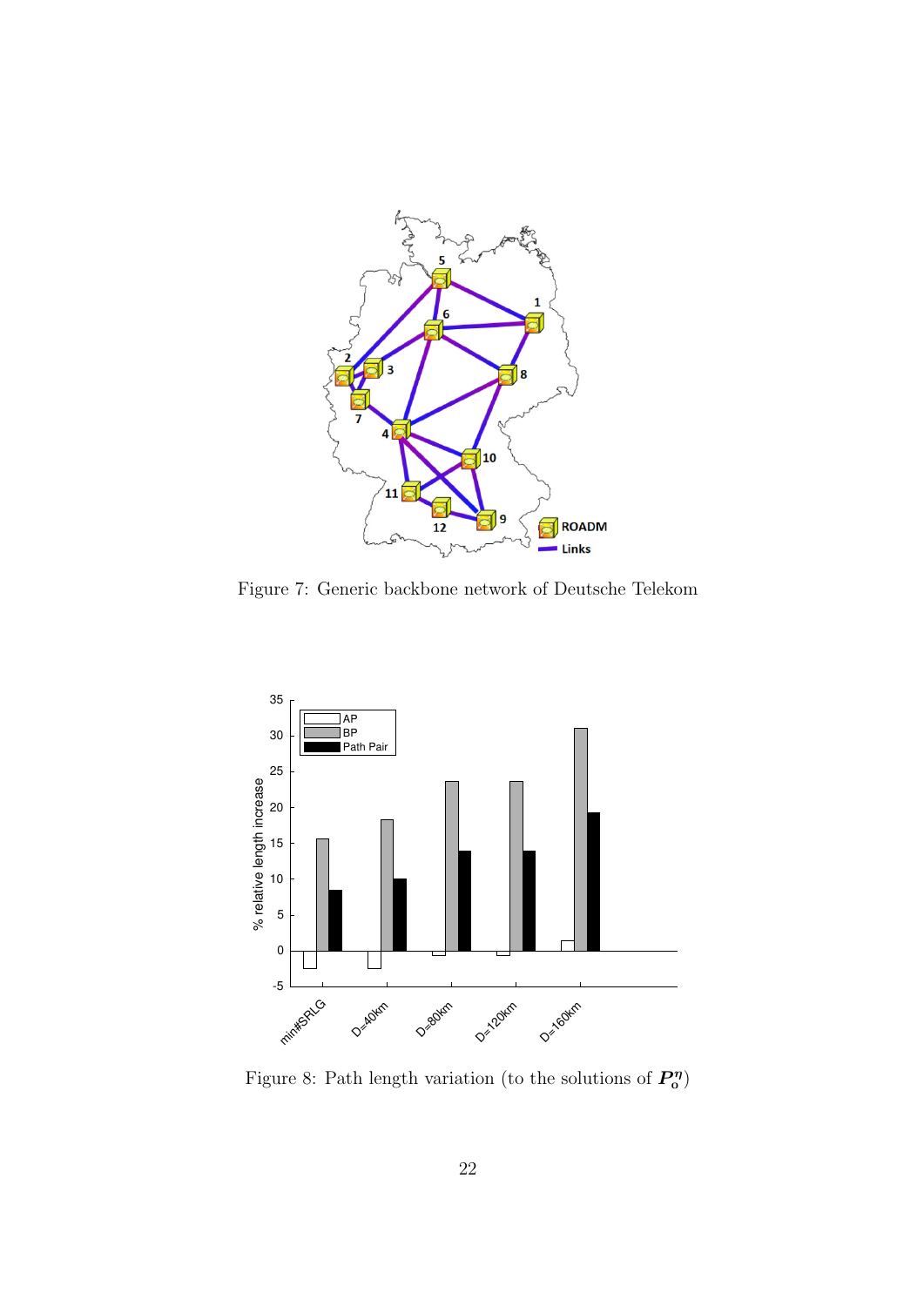Figure 7: Generic backbone network of Deutsche Telekom

Figure 8: Path length variation (to the solutions of $\boldsymbol{P_o^\eta}$)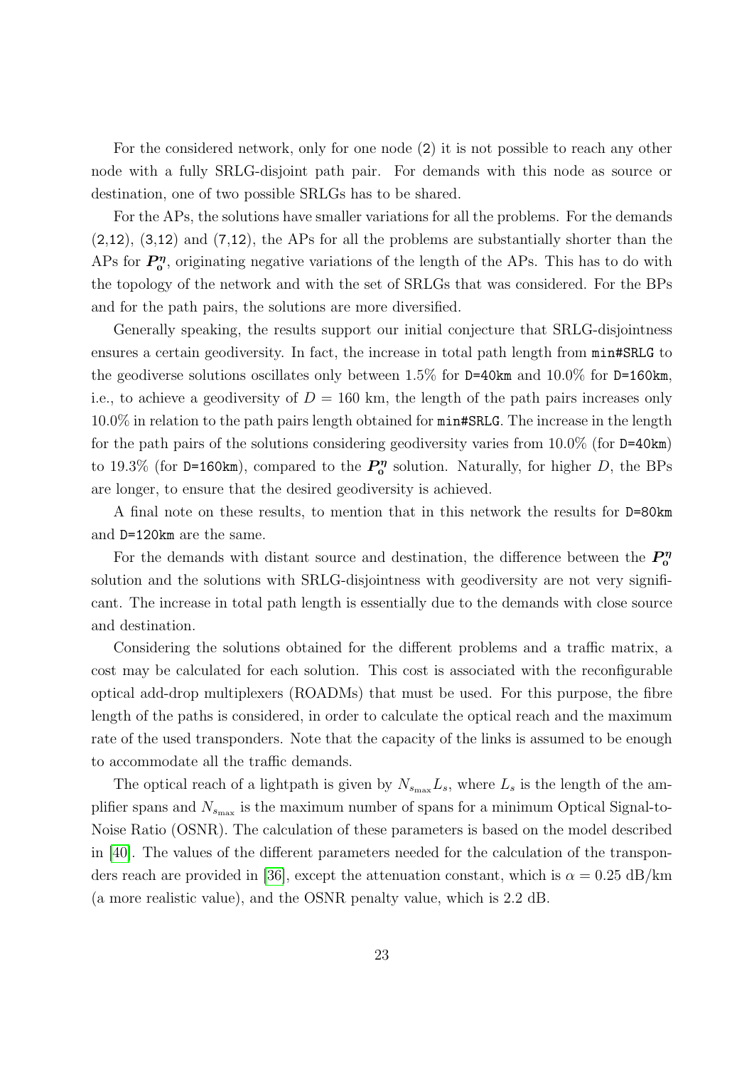For the considered network, only for one node (`2`) it is not possible to reach any other node with a fully SRLG-disjoint path pair. For demands with this node as source or destination, one of two possible SRLGs has to be shared.

For the APs, the solutions have smaller variations for all the problems. For the demands (`2`,`12`), (`3`,`12`) and (`7`,`12`), the APs for all the problems are substantially shorter than the APs for $\boldsymbol{P_o^{\eta}}$, originating negative variations of the length of the APs. This has to do with the topology of the network and with the set of SRLGs that was considered. For the BPs and for the path pairs, the solutions are more diversified.

Generally speaking, the results support our initial conjecture that SRLG-disjointness ensures a certain geodiversity. In fact, the increase in total path length from `min#SRLG` to the geodiverse solutions oscillates only between 1.5% for `D=40km` and 10.0% for `D=160km`, i.e., to achieve a geodiversity of $D = 160$ km, the length of the path pairs increases only 10.0% in relation to the path pairs length obtained for `min#SRLG`. The increase in the length for the path pairs of the solutions considering geodiversity varies from 10.0% (for `D=40km`) to 19.3% (for `D=160km`), compared to the $\boldsymbol{P_o^{\eta}}$ solution. Naturally, for higher $D$, the BPs are longer, to ensure that the desired geodiversity is achieved.

A final note on these results, to mention that in this network the results for `D=80km` and `D=120km` are the same.

For the demands with distant source and destination, the difference between the $\boldsymbol{P_o^{\eta}}$ solution and the solutions with SRLG-disjointness with geodiversity are not very significant. The increase in total path length is essentially due to the demands with close source and destination.

Considering the solutions obtained for the different problems and a traffic matrix, a cost may be calculated for each solution. This cost is associated with the reconfigurable optical add-drop multiplexers (ROADMs) that must be used. For this purpose, the fibre length of the paths is considered, in order to calculate the optical reach and the maximum rate of the used transponders. Note that the capacity of the links is assumed to be enough to accommodate all the traffic demands.

The optical reach of a lightpath is given by $N_{s_{\max}} L_s$, where $L_s$ is the length of the amplifier spans and $N_{s_{\max}}$ is the maximum number of spans for a minimum Optical Signal-to-Noise Ratio (OSNR). The calculation of these parameters is based on the model described in [40]. The values of the different parameters needed for the calculation of the transponders reach are provided in [36], except the attenuation constant, which is $\alpha = 0.25$ dB/km (a more realistic value), and the OSNR penalty value, which is 2.2 dB.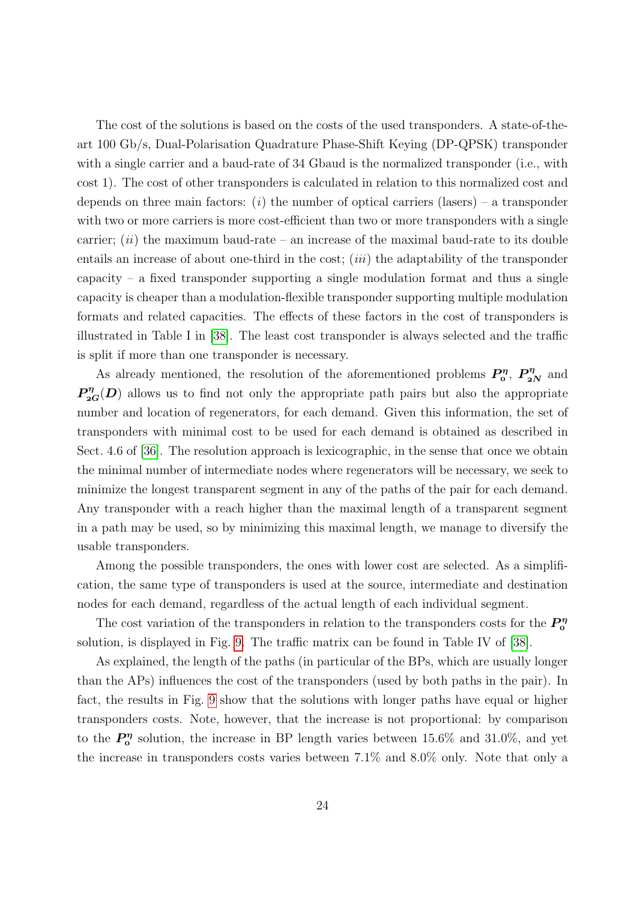The cost of the solutions is based on the costs of the used transponders. A state-of-the-art 100 Gb/s, Dual-Polarisation Quadrature Phase-Shift Keying (DP-QPSK) transponder with a single carrier and a baud-rate of 34 Gbaud is the normalized transponder (i.e., with cost 1). The cost of other transponders is calculated in relation to this normalized cost and depends on three main factors: ($i$) the number of optical carriers (lasers) – a transponder with two or more carriers is more cost-efficient than two or more transponders with a single carrier; ($ii$) the maximum baud-rate – an increase of the maximal baud-rate to its double entails an increase of about one-third in the cost; ($iii$) the adaptability of the transponder capacity – a fixed transponder supporting a single modulation format and thus a single capacity is cheaper than a modulation-flexible transponder supporting multiple modulation formats and related capacities. The effects of these factors in the cost of transponders is illustrated in Table I in [38]. The least cost transponder is always selected and the traffic is split if more than one transponder is necessary.

As already mentioned, the resolution of the aforementioned problems $\boldsymbol{P_o^\eta}$, $\boldsymbol{P_{2N}^\eta}$ and $\boldsymbol{P_{2G}^\eta(D)}$ allows us to find not only the appropriate path pairs but also the appropriate number and location of regenerators, for each demand. Given this information, the set of transponders with minimal cost to be used for each demand is obtained as described in Sect. 4.6 of [36]. The resolution approach is lexicographic, in the sense that once we obtain the minimal number of intermediate nodes where regenerators will be necessary, we seek to minimize the longest transparent segment in any of the paths of the pair for each demand. Any transponder with a reach higher than the maximal length of a transparent segment in a path may be used, so by minimizing this maximal length, we manage to diversify the usable transponders.

Among the possible transponders, the ones with lower cost are selected. As a simplification, the same type of transponders is used at the source, intermediate and destination nodes for each demand, regardless of the actual length of each individual segment.

The cost variation of the transponders in relation to the transponders costs for the $\boldsymbol{P_o^\eta}$ solution, is displayed in Fig. 9. The traffic matrix can be found in Table IV of [38].

As explained, the length of the paths (in particular of the BPs, which are usually longer than the APs) influences the cost of the transponders (used by both paths in the pair). In fact, the results in Fig. 9 show that the solutions with longer paths have equal or higher transponders costs. Note, however, that the increase is not proportional: by comparison to the $\boldsymbol{P_o^\eta}$ solution, the increase in BP length varies between 15.6% and 31.0%, and yet the increase in transponders costs varies between 7.1% and 8.0% only. Note that only a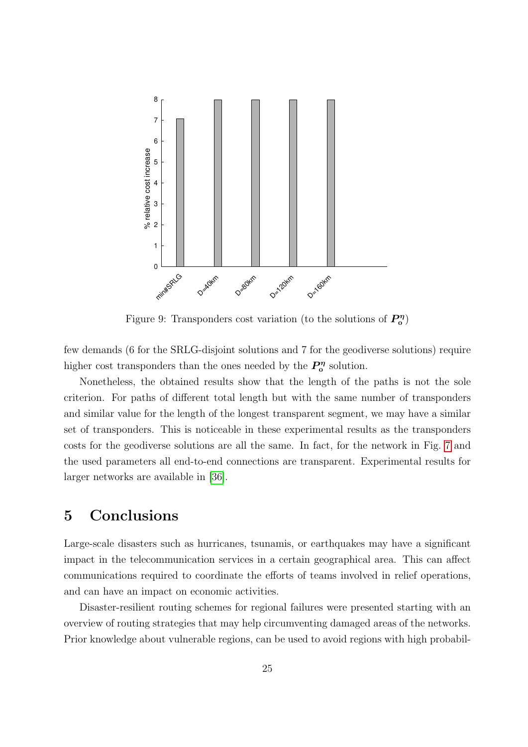Figure 9: Transponders cost variation (to the solutions of $\boldsymbol{P_o^\eta}$)

few demands (6 for the SRLG-disjoint solutions and 7 for the geodiverse solutions) require higher cost transponders than the ones needed by the $\boldsymbol{P_o^\eta}$ solution.

Nonetheless, the obtained results show that the length of the paths is not the sole criterion. For paths of different total length but with the same number of transponders and similar value for the length of the longest transparent segment, we may have a similar set of transponders. This is noticeable in these experimental results as the transponders costs for the geodiverse solutions are all the same. In fact, for the network in Fig. 7 and the used parameters all end-to-end connections are transparent. Experimental results for larger networks are available in [36].

# 5 Conclusions

Large-scale disasters such as hurricanes, tsunamis, or earthquakes may have a significant impact in the telecommunication services in a certain geographical area. This can affect communications required to coordinate the efforts of teams involved in relief operations, and can have an impact on economic activities.

Disaster-resilient routing schemes for regional failures were presented starting with an overview of routing strategies that may help circumventing damaged areas of the networks. Prior knowledge about vulnerable regions, can be used to avoid regions with high probabil-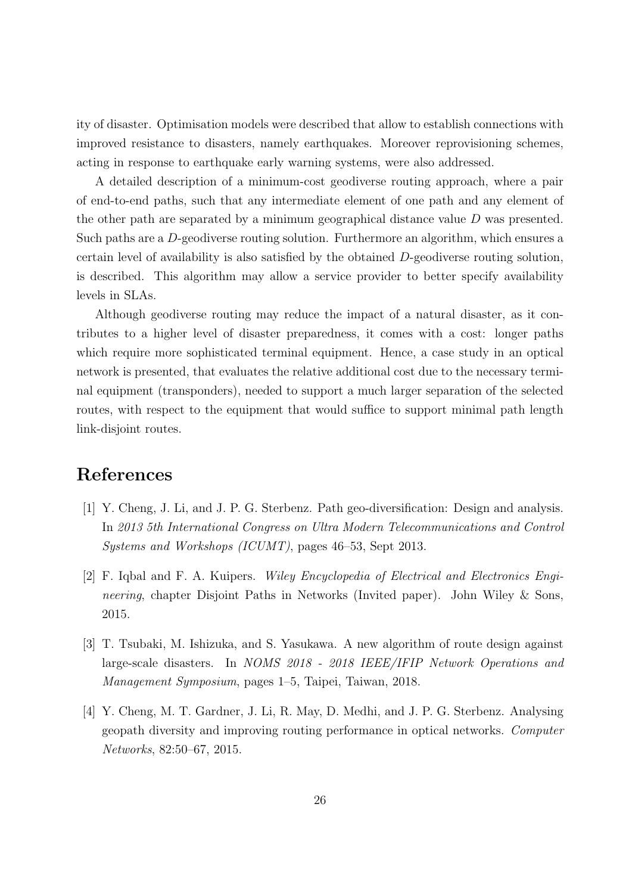ity of disaster. Optimisation models were described that allow to establish connections with improved resistance to disasters, namely earthquakes. Moreover reprovisioning schemes, acting in response to earthquake early warning systems, were also addressed.

A detailed description of a minimum-cost geodiverse routing approach, where a pair of end-to-end paths, such that any intermediate element of one path and any element of the other path are separated by a minimum geographical distance value $D$ was presented. Such paths are a $D$-geodiverse routing solution. Furthermore an algorithm, which ensures a certain level of availability is also satisfied by the obtained $D$-geodiverse routing solution, is described. This algorithm may allow a service provider to better specify availability levels in SLAs.

Although geodiverse routing may reduce the impact of a natural disaster, as it contributes to a higher level of disaster preparedness, it comes with a cost: longer paths which require more sophisticated terminal equipment. Hence, a case study in an optical network is presented, that evaluates the relative additional cost due to the necessary terminal equipment (transponders), needed to support a much larger separation of the selected routes, with respect to the equipment that would suffice to support minimal path length link-disjoint routes.

# References

[1] Y. Cheng, J. Li, and J. P. G. Sterbenz. Path geo-diversification: Design and analysis. In *2013 5th International Congress on Ultra Modern Telecommunications and Control Systems and Workshops (ICUMT)*, pages 46–53, Sept 2013.

[2] F. Iqbal and F. A. Kuipers. *Wiley Encyclopedia of Electrical and Electronics Engineering*, chapter Disjoint Paths in Networks (Invited paper). John Wiley & Sons, 2015.

[3] T. Tsubaki, M. Ishizuka, and S. Yasukawa. A new algorithm of route design against large-scale disasters. In *NOMS 2018 - 2018 IEEE/IFIP Network Operations and Management Symposium*, pages 1–5, Taipei, Taiwan, 2018.

[4] Y. Cheng, M. T. Gardner, J. Li, R. May, D. Medhi, and J. P. G. Sterbenz. Analysing geopath diversity and improving routing performance in optical networks. *Computer Networks*, 82:50–67, 2015.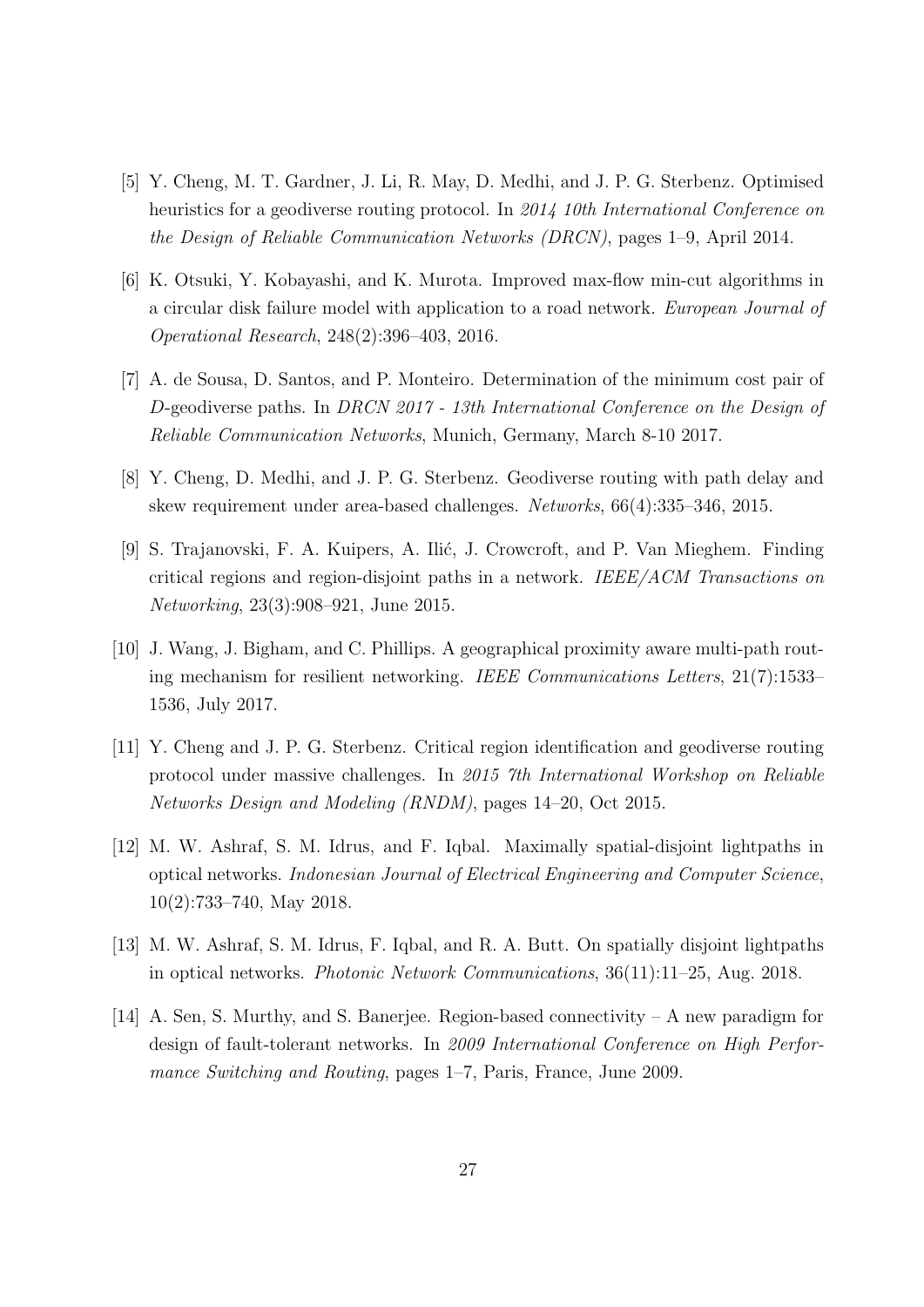[5] Y. Cheng, M. T. Gardner, J. Li, R. May, D. Medhi, and J. P. G. Sterbenz. Optimised heuristics for a geodiverse routing protocol. In *2014 10th International Conference on the Design of Reliable Communication Networks (DRCN)*, pages 1–9, April 2014.

[6] K. Otsuki, Y. Kobayashi, and K. Murota. Improved max-flow min-cut algorithms in a circular disk failure model with application to a road network. *European Journal of Operational Research*, 248(2):396–403, 2016.

[7] A. de Sousa, D. Santos, and P. Monteiro. Determination of the minimum cost pair of *D*-geodiverse paths. In *DRCN 2017 - 13th International Conference on the Design of Reliable Communication Networks*, Munich, Germany, March 8-10 2017.

[8] Y. Cheng, D. Medhi, and J. P. G. Sterbenz. Geodiverse routing with path delay and skew requirement under area-based challenges. *Networks*, 66(4):335–346, 2015.

[9] S. Trajanovski, F. A. Kuipers, A. Ilić, J. Crowcroft, and P. Van Mieghem. Finding critical regions and region-disjoint paths in a network. *IEEE/ACM Transactions on Networking*, 23(3):908–921, June 2015.

[10] J. Wang, J. Bigham, and C. Phillips. A geographical proximity aware multi-path routing mechanism for resilient networking. *IEEE Communications Letters*, 21(7):1533–1536, July 2017.

[11] Y. Cheng and J. P. G. Sterbenz. Critical region identification and geodiverse routing protocol under massive challenges. In *2015 7th International Workshop on Reliable Networks Design and Modeling (RNDM)*, pages 14–20, Oct 2015.

[12] M. W. Ashraf, S. M. Idrus, and F. Iqbal. Maximally spatial-disjoint lightpaths in optical networks. *Indonesian Journal of Electrical Engineering and Computer Science*, 10(2):733–740, May 2018.

[13] M. W. Ashraf, S. M. Idrus, F. Iqbal, and R. A. Butt. On spatially disjoint lightpaths in optical networks. *Photonic Network Communications*, 36(11):11–25, Aug. 2018.

[14] A. Sen, S. Murthy, and S. Banerjee. Region-based connectivity – A new paradigm for design of fault-tolerant networks. In *2009 International Conference on High Performance Switching and Routing*, pages 1–7, Paris, France, June 2009.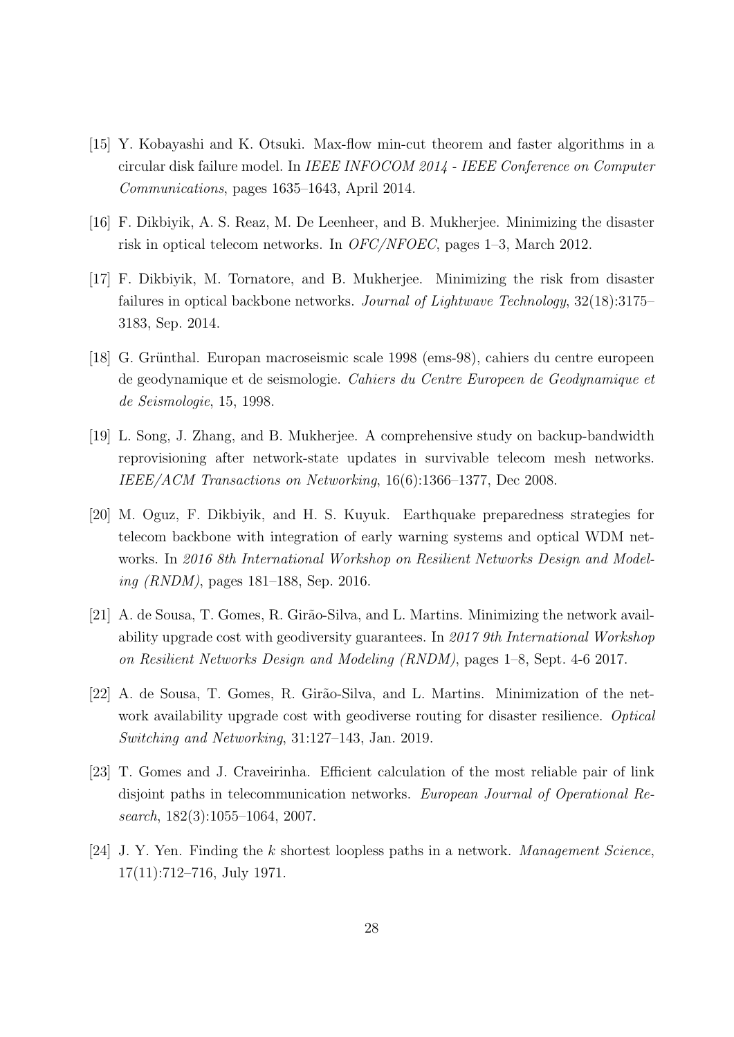[15] Y. Kobayashi and K. Otsuki. Max-flow min-cut theorem and faster algorithms in a circular disk failure model. In *IEEE INFOCOM 2014 - IEEE Conference on Computer Communications*, pages 1635–1643, April 2014.

[16] F. Dikbiyik, A. S. Reaz, M. De Leenheer, and B. Mukherjee. Minimizing the disaster risk in optical telecom networks. In *OFC/NFOEC*, pages 1–3, March 2012.

[17] F. Dikbiyik, M. Tornatore, and B. Mukherjee. Minimizing the risk from disaster failures in optical backbone networks. *Journal of Lightwave Technology*, 32(18):3175–3183, Sep. 2014.

[18] G. Grünthal. Europan macroseismic scale 1998 (ems-98), cahiers du centre europeen de geodynamique et de seismologie. *Cahiers du Centre Europeen de Geodynamique et de Seismologie*, 15, 1998.

[19] L. Song, J. Zhang, and B. Mukherjee. A comprehensive study on backup-bandwidth reprovisioning after network-state updates in survivable telecom mesh networks. *IEEE/ACM Transactions on Networking*, 16(6):1366–1377, Dec 2008.

[20] M. Oguz, F. Dikbiyik, and H. S. Kuyuk. Earthquake preparedness strategies for telecom backbone with integration of early warning systems and optical WDM networks. In *2016 8th International Workshop on Resilient Networks Design and Modeling (RNDM)*, pages 181–188, Sep. 2016.

[21] A. de Sousa, T. Gomes, R. Girão-Silva, and L. Martins. Minimizing the network availability upgrade cost with geodiversity guarantees. In *2017 9th International Workshop on Resilient Networks Design and Modeling (RNDM)*, pages 1–8, Sept. 4-6 2017.

[22] A. de Sousa, T. Gomes, R. Girão-Silva, and L. Martins. Minimization of the network availability upgrade cost with geodiverse routing for disaster resilience. *Optical Switching and Networking*, 31:127–143, Jan. 2019.

[23] T. Gomes and J. Craveirinha. Efficient calculation of the most reliable pair of link disjoint paths in telecommunication networks. *European Journal of Operational Research*, 182(3):1055–1064, 2007.

[24] J. Y. Yen. Finding the $k$ shortest loopless paths in a network. *Management Science*, 17(11):712–716, July 1971.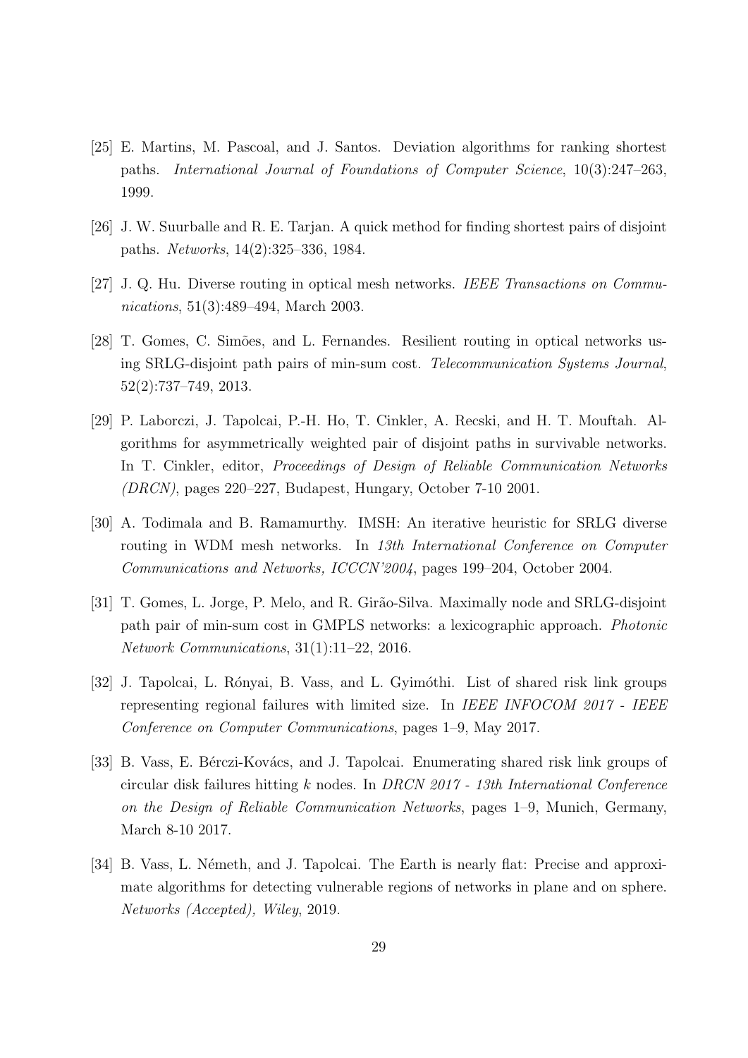[25] E. Martins, M. Pascoal, and J. Santos. Deviation algorithms for ranking shortest paths. *International Journal of Foundations of Computer Science*, 10(3):247–263, 1999.

[26] J. W. Suurballe and R. E. Tarjan. A quick method for finding shortest pairs of disjoint paths. *Networks*, 14(2):325–336, 1984.

[27] J. Q. Hu. Diverse routing in optical mesh networks. *IEEE Transactions on Communications*, 51(3):489–494, March 2003.

[28] T. Gomes, C. Simões, and L. Fernandes. Resilient routing in optical networks using SRLG-disjoint path pairs of min-sum cost. *Telecommunication Systems Journal*, 52(2):737–749, 2013.

[29] P. Laborczi, J. Tapolcai, P.-H. Ho, T. Cinkler, A. Recski, and H. T. Mouftah. Algorithms for asymmetrically weighted pair of disjoint paths in survivable networks. In T. Cinkler, editor, *Proceedings of Design of Reliable Communication Networks (DRCN)*, pages 220–227, Budapest, Hungary, October 7-10 2001.

[30] A. Todimala and B. Ramamurthy. IMSH: An iterative heuristic for SRLG diverse routing in WDM mesh networks. In *13th International Conference on Computer Communications and Networks, ICCCN'2004*, pages 199–204, October 2004.

[31] T. Gomes, L. Jorge, P. Melo, and R. Girão-Silva. Maximally node and SRLG-disjoint path pair of min-sum cost in GMPLS networks: a lexicographic approach. *Photonic Network Communications*, 31(1):11–22, 2016.

[32] J. Tapolcai, L. Rónyai, B. Vass, and L. Gyimóthi. List of shared risk link groups representing regional failures with limited size. In *IEEE INFOCOM 2017 - IEEE Conference on Computer Communications*, pages 1–9, May 2017.

[33] B. Vass, E. Bérczi-Kovács, and J. Tapolcai. Enumerating shared risk link groups of circular disk failures hitting $k$ nodes. In *DRCN 2017 - 13th International Conference on the Design of Reliable Communication Networks*, pages 1–9, Munich, Germany, March 8-10 2017.

[34] B. Vass, L. Németh, and J. Tapolcai. The Earth is nearly flat: Precise and approximate algorithms for detecting vulnerable regions of networks in plane and on sphere. *Networks (Accepted), Wiley*, 2019.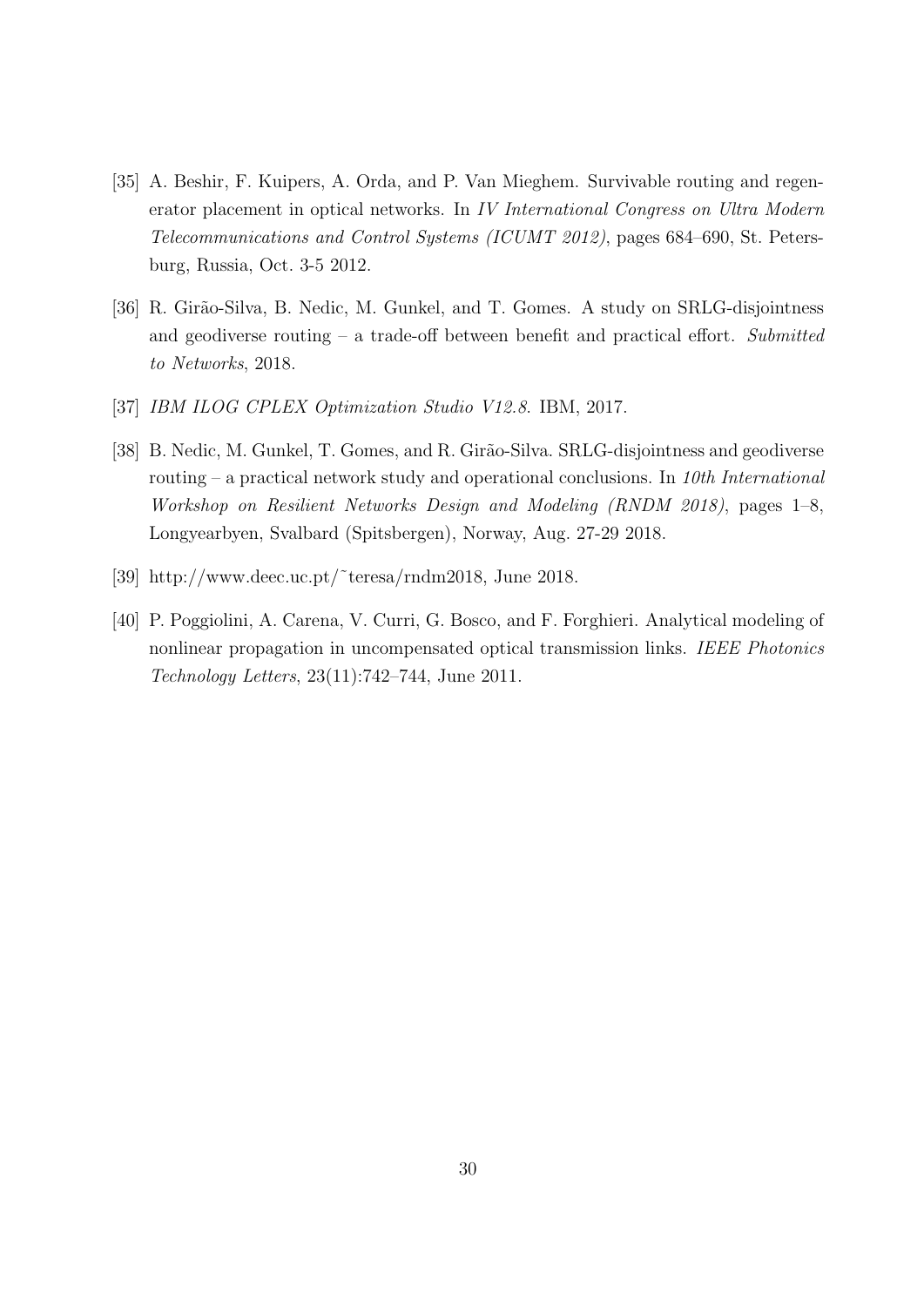[35] A. Beshir, F. Kuipers, A. Orda, and P. Van Mieghem. Survivable routing and regenerator placement in optical networks. In *IV International Congress on Ultra Modern Telecommunications and Control Systems (ICUMT 2012)*, pages 684–690, St. Petersburg, Russia, Oct. 3-5 2012.

[36] R. Girão-Silva, B. Nedic, M. Gunkel, and T. Gomes. A study on SRLG-disjointness and geodiverse routing – a trade-off between benefit and practical effort. *Submitted to Networks*, 2018.

[37] *IBM ILOG CPLEX Optimization Studio V12.8*. IBM, 2017.

[38] B. Nedic, M. Gunkel, T. Gomes, and R. Girão-Silva. SRLG-disjointness and geodiverse routing – a practical network study and operational conclusions. In *10th International Workshop on Resilient Networks Design and Modeling (RNDM 2018)*, pages 1–8, Longyearbyen, Svalbard (Spitsbergen), Norway, Aug. 27-29 2018.

[39] http://www.deec.uc.pt/~teresa/rndm2018, June 2018.

[40] P. Poggiolini, A. Carena, V. Curri, G. Bosco, and F. Forghieri. Analytical modeling of nonlinear propagation in uncompensated optical transmission links. *IEEE Photonics Technology Letters*, 23(11):742–744, June 2011.